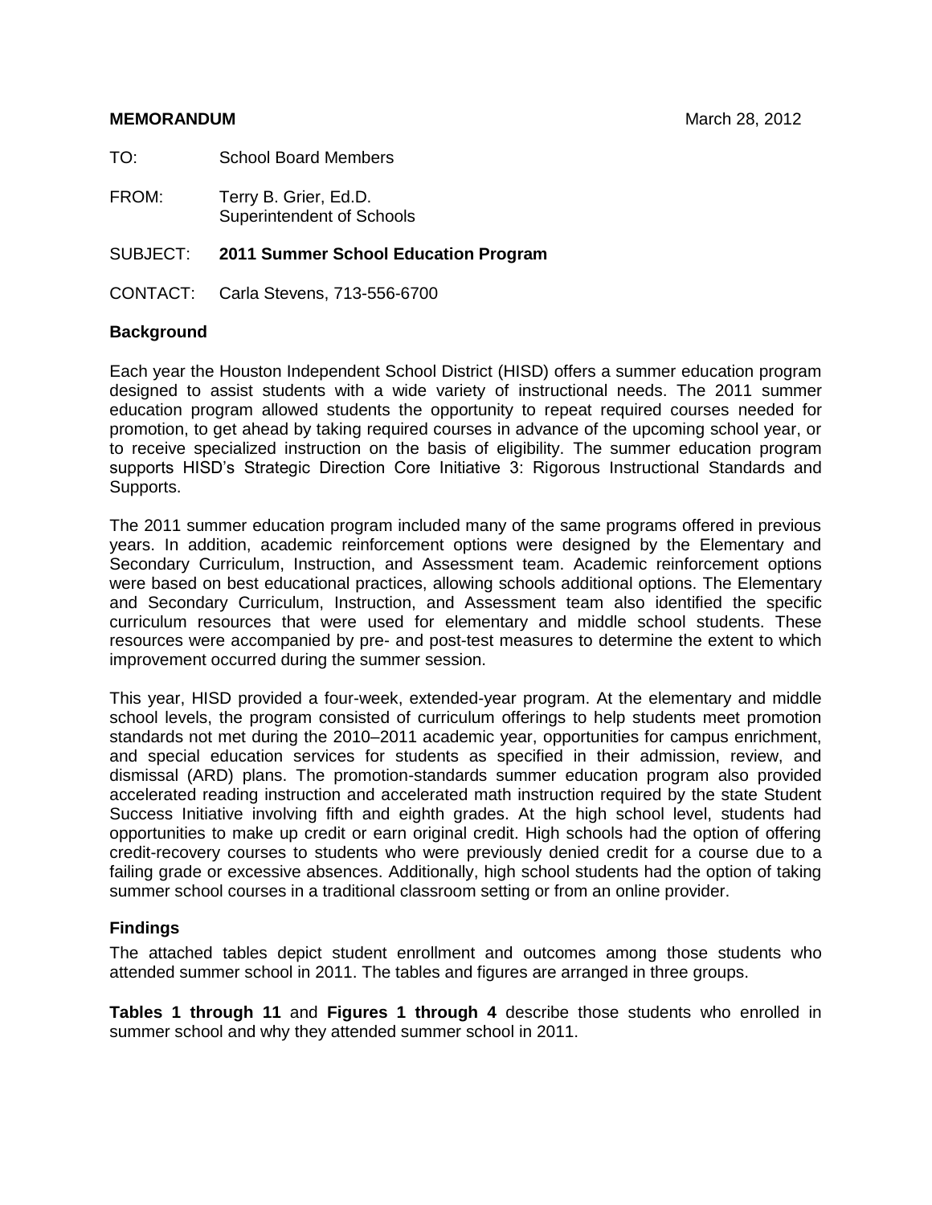**MEMORANDUM** March 28, 2012

TO: School Board Members

FROM: Terry B. Grier, Ed.D.
Superintendent of Schools

SUBJECT: **2011 Summer School Education Program**

CONTACT: Carla Stevens, 713-556-6700

### Background

Each year the Houston Independent School District (HISD) offers a summer education program designed to assist students with a wide variety of instructional needs. The 2011 summer education program allowed students the opportunity to repeat required courses needed for promotion, to get ahead by taking required courses in advance of the upcoming school year, or to receive specialized instruction on the basis of eligibility. The summer education program supports HISD's Strategic Direction Core Initiative 3: Rigorous Instructional Standards and Supports.

The 2011 summer education program included many of the same programs offered in previous years. In addition, academic reinforcement options were designed by the Elementary and Secondary Curriculum, Instruction, and Assessment team. Academic reinforcement options were based on best educational practices, allowing schools additional options. The Elementary and Secondary Curriculum, Instruction, and Assessment team also identified the specific curriculum resources that were used for elementary and middle school students. These resources were accompanied by pre- and post-test measures to determine the extent to which improvement occurred during the summer session.

This year, HISD provided a four-week, extended-year program. At the elementary and middle school levels, the program consisted of curriculum offerings to help students meet promotion standards not met during the 2010–2011 academic year, opportunities for campus enrichment, and special education services for students as specified in their admission, review, and dismissal (ARD) plans. The promotion-standards summer education program also provided accelerated reading instruction and accelerated math instruction required by the state Student Success Initiative involving fifth and eighth grades. At the high school level, students had opportunities to make up credit or earn original credit. High schools had the option of offering credit-recovery courses to students who were previously denied credit for a course due to a failing grade or excessive absences. Additionally, high school students had the option of taking summer school courses in a traditional classroom setting or from an online provider.

### Findings

The attached tables depict student enrollment and outcomes among those students who attended summer school in 2011. The tables and figures are arranged in three groups.

**Tables 1 through 11** and **Figures 1 through 4** describe those students who enrolled in summer school and why they attended summer school in 2011.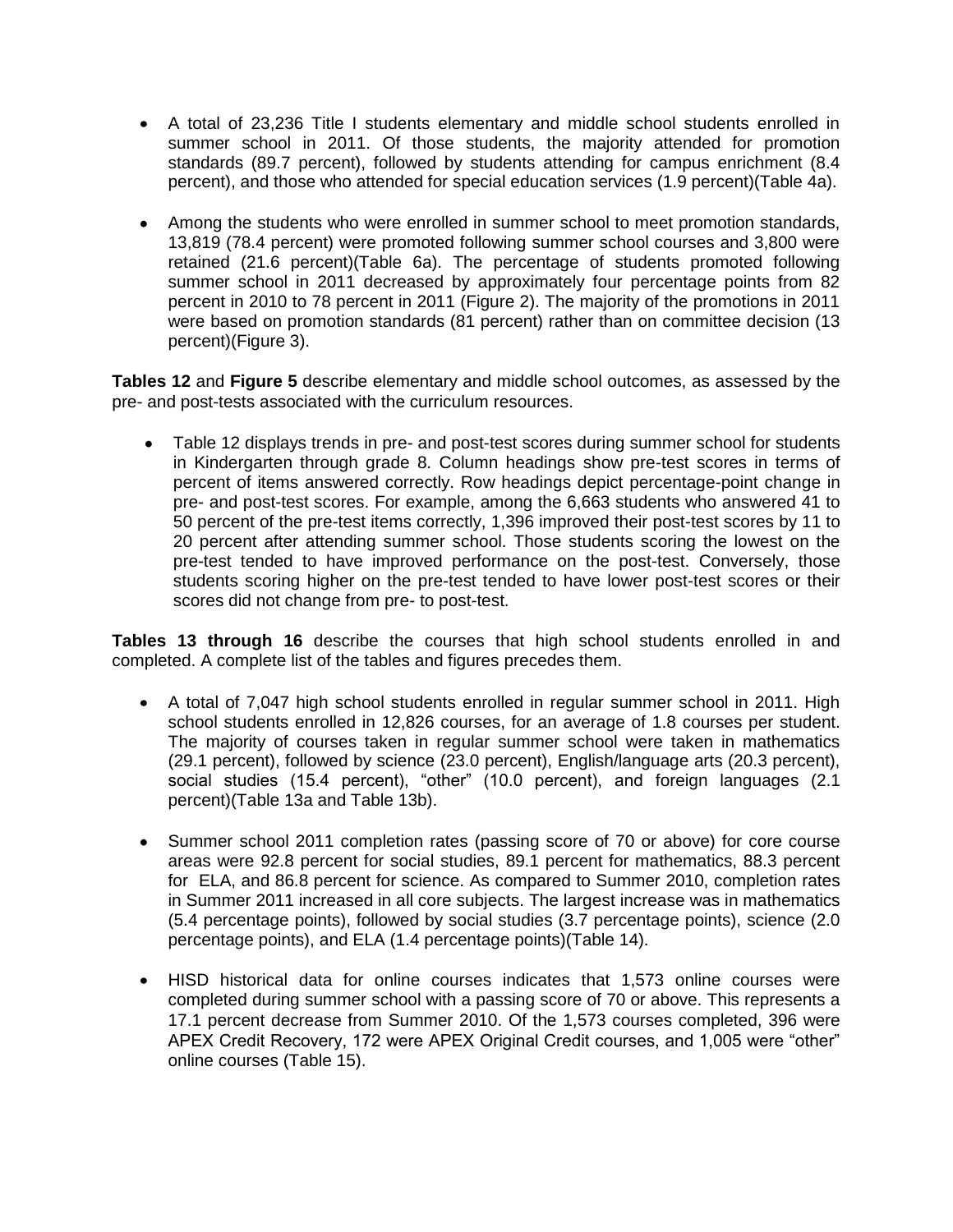- A total of 23,236 Title I students elementary and middle school students enrolled in summer school in 2011. Of those students, the majority attended for promotion standards (89.7 percent), followed by students attending for campus enrichment (8.4 percent), and those who attended for special education services (1.9 percent)(Table 4a).

- Among the students who were enrolled in summer school to meet promotion standards, 13,819 (78.4 percent) were promoted following summer school courses and 3,800 were retained (21.6 percent)(Table 6a). The percentage of students promoted following summer school in 2011 decreased by approximately four percentage points from 82 percent in 2010 to 78 percent in 2011 (Figure 2). The majority of the promotions in 2011 were based on promotion standards (81 percent) rather than on committee decision (13 percent)(Figure 3).

**Tables 12** and **Figure 5** describe elementary and middle school outcomes, as assessed by the pre- and post-tests associated with the curriculum resources.

- Table 12 displays trends in pre- and post-test scores during summer school for students in Kindergarten through grade 8. Column headings show pre-test scores in terms of percent of items answered correctly. Row headings depict percentage-point change in pre- and post-test scores. For example, among the 6,663 students who answered 41 to 50 percent of the pre-test items correctly, 1,396 improved their post-test scores by 11 to 20 percent after attending summer school. Those students scoring the lowest on the pre-test tended to have improved performance on the post-test. Conversely, those students scoring higher on the pre-test tended to have lower post-test scores or their scores did not change from pre- to post-test.

**Tables 13 through 16** describe the courses that high school students enrolled in and completed. A complete list of the tables and figures precedes them.

- A total of 7,047 high school students enrolled in regular summer school in 2011. High school students enrolled in 12,826 courses, for an average of 1.8 courses per student. The majority of courses taken in regular summer school were taken in mathematics (29.1 percent), followed by science (23.0 percent), English/language arts (20.3 percent), social studies (15.4 percent), "other" (10.0 percent), and foreign languages (2.1 percent)(Table 13a and Table 13b).

- Summer school 2011 completion rates (passing score of 70 or above) for core course areas were 92.8 percent for social studies, 89.1 percent for mathematics, 88.3 percent for ELA, and 86.8 percent for science. As compared to Summer 2010, completion rates in Summer 2011 increased in all core subjects. The largest increase was in mathematics (5.4 percentage points), followed by social studies (3.7 percentage points), science (2.0 percentage points), and ELA (1.4 percentage points)(Table 14).

- HISD historical data for online courses indicates that 1,573 online courses were completed during summer school with a passing score of 70 or above. This represents a 17.1 percent decrease from Summer 2010. Of the 1,573 courses completed, 396 were APEX Credit Recovery, 172 were APEX Original Credit courses, and 1,005 were "other" online courses (Table 15).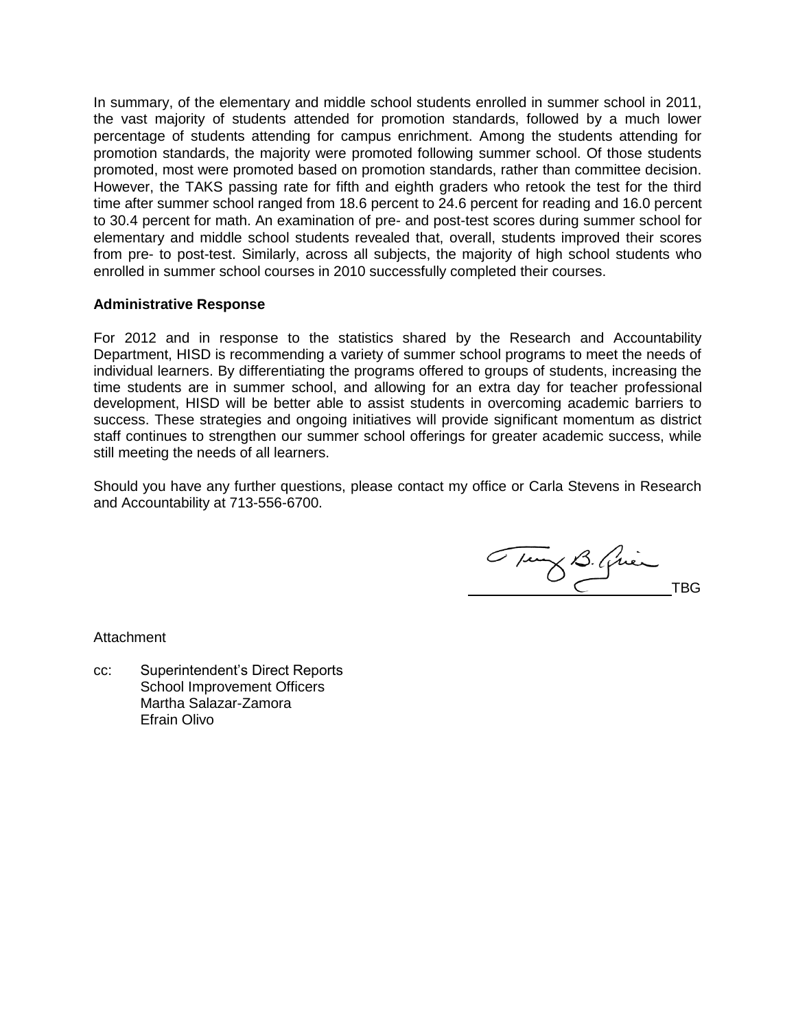In summary, of the elementary and middle school students enrolled in summer school in 2011, the vast majority of students attended for promotion standards, followed by a much lower percentage of students attending for campus enrichment. Among the students attending for promotion standards, the majority were promoted following summer school. Of those students promoted, most were promoted based on promotion standards, rather than committee decision. However, the TAKS passing rate for fifth and eighth graders who retook the test for the third time after summer school ranged from 18.6 percent to 24.6 percent for reading and 16.0 percent to 30.4 percent for math. An examination of pre- and post-test scores during summer school for elementary and middle school students revealed that, overall, students improved their scores from pre- to post-test. Similarly, across all subjects, the majority of high school students who enrolled in summer school courses in 2010 successfully completed their courses.

**Administrative Response**

For 2012 and in response to the statistics shared by the Research and Accountability Department, HISD is recommending a variety of summer school programs to meet the needs of individual learners. By differentiating the programs offered to groups of students, increasing the time students are in summer school, and allowing for an extra day for teacher professional development, HISD will be better able to assist students in overcoming academic barriers to success. These strategies and ongoing initiatives will provide significant momentum as district staff continues to strengthen our summer school offerings for greater academic success, while still meeting the needs of all learners.

Should you have any further questions, please contact my office or Carla Stevens in Research and Accountability at 713-556-6700.

TBG

Attachment

cc: Superintendent's Direct Reports
School Improvement Officers
Martha Salazar-Zamora
Efrain Olivo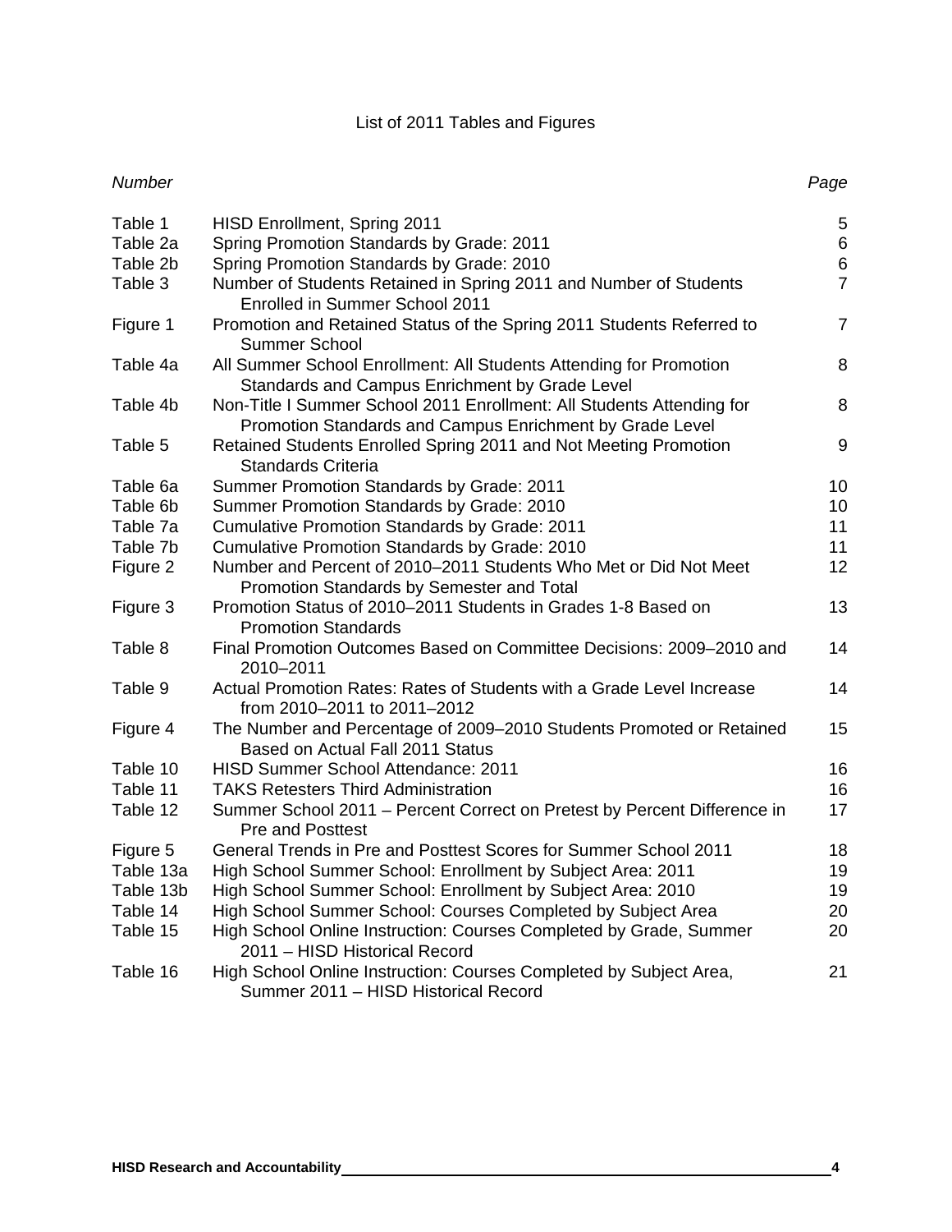# List of 2011 Tables and Figures

| *Number* | | *Page* |
|---|---|---|
| Table 1 | HISD Enrollment, Spring 2011 | 5 |
| Table 2a | Spring Promotion Standards by Grade: 2011 | 6 |
| Table 2b | Spring Promotion Standards by Grade: 2010 | 6 |
| Table 3 | Number of Students Retained in Spring 2011 and Number of Students Enrolled in Summer School 2011 | 7 |
| Figure 1 | Promotion and Retained Status of the Spring 2011 Students Referred to Summer School | 7 |
| Table 4a | All Summer School Enrollment: All Students Attending for Promotion Standards and Campus Enrichment by Grade Level | 8 |
| Table 4b | Non-Title I Summer School 2011 Enrollment: All Students Attending for Promotion Standards and Campus Enrichment by Grade Level | 8 |
| Table 5 | Retained Students Enrolled Spring 2011 and Not Meeting Promotion Standards Criteria | 9 |
| Table 6a | Summer Promotion Standards by Grade: 2011 | 10 |
| Table 6b | Summer Promotion Standards by Grade: 2010 | 10 |
| Table 7a | Cumulative Promotion Standards by Grade: 2011 | 11 |
| Table 7b | Cumulative Promotion Standards by Grade: 2010 | 11 |
| Figure 2 | Number and Percent of 2010–2011 Students Who Met or Did Not Meet Promotion Standards by Semester and Total | 12 |
| Figure 3 | Promotion Status of 2010–2011 Students in Grades 1-8 Based on Promotion Standards | 13 |
| Table 8 | Final Promotion Outcomes Based on Committee Decisions: 2009–2010 and 2010–2011 | 14 |
| Table 9 | Actual Promotion Rates: Rates of Students with a Grade Level Increase from 2010–2011 to 2011–2012 | 14 |
| Figure 4 | The Number and Percentage of 2009–2010 Students Promoted or Retained Based on Actual Fall 2011 Status | 15 |
| Table 10 | HISD Summer School Attendance: 2011 | 16 |
| Table 11 | TAKS Retesters Third Administration | 16 |
| Table 12 | Summer School 2011 – Percent Correct on Pretest by Percent Difference in Pre and Posttest | 17 |
| Figure 5 | General Trends in Pre and Posttest Scores for Summer School 2011 | 18 |
| Table 13a | High School Summer School: Enrollment by Subject Area: 2011 | 19 |
| Table 13b | High School Summer School: Enrollment by Subject Area: 2010 | 19 |
| Table 14 | High School Summer School: Courses Completed by Subject Area | 20 |
| Table 15 | High School Online Instruction: Courses Completed by Grade, Summer 2011 – HISD Historical Record | 20 |
| Table 16 | High School Online Instruction: Courses Completed by Subject Area, Summer 2011 – HISD Historical Record | 21 |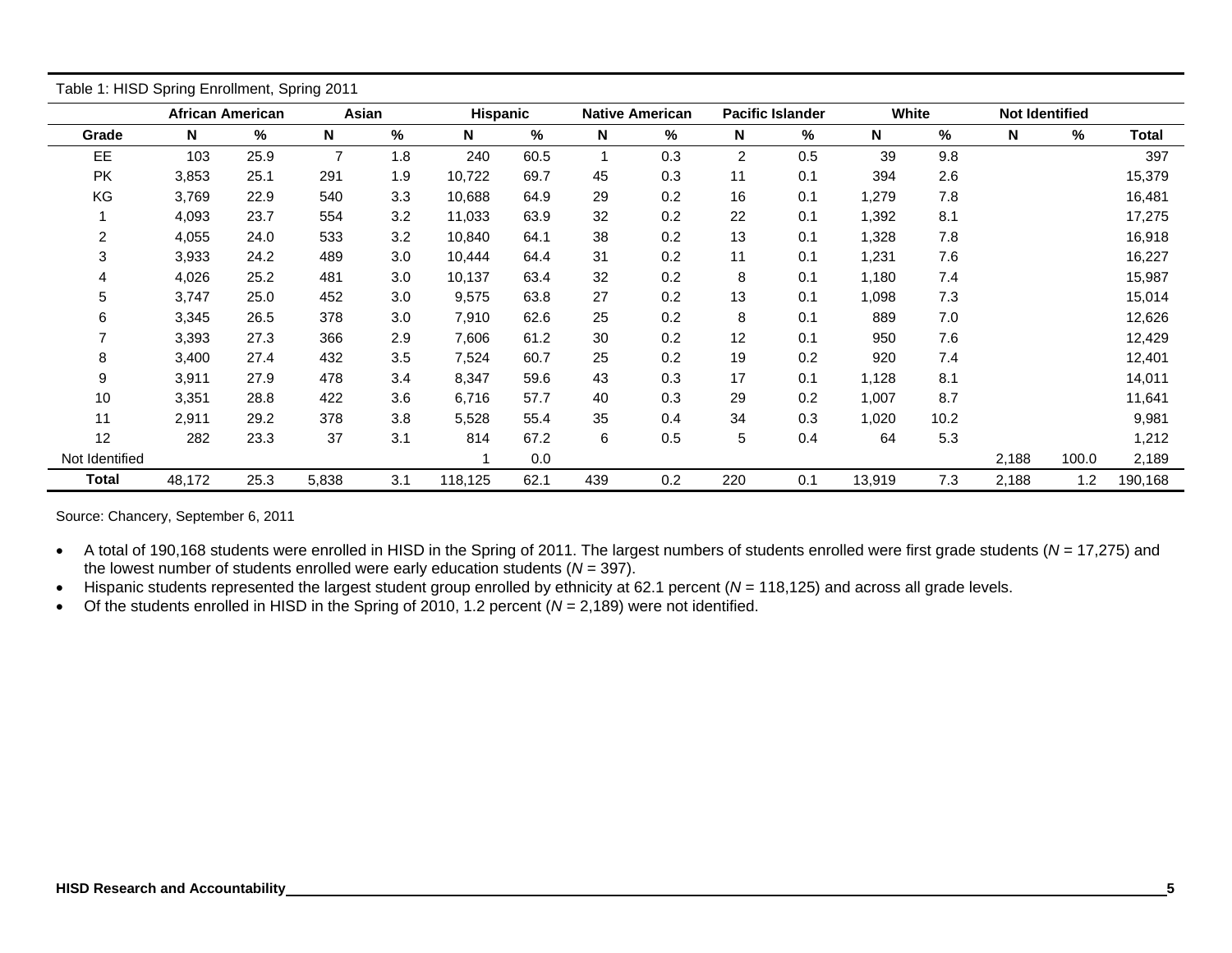Table 1: HISD Spring Enrollment, Spring 2011

| | African American | | Asian | | Hispanic | | Native American | | Pacific Islander | | White | | Not Identified | | |
|---|---|---|---|---|---|---|---|---|---|---|---|---|---|---|---|
| **Grade** | **N** | **%** | **N** | **%** | **N** | **%** | **N** | **%** | **N** | **%** | **N** | **%** | **N** | **%** | **Total** |
| EE | 103 | 25.9 | 7 | 1.8 | 240 | 60.5 | 1 | 0.3 | 2 | 0.5 | 39 | 9.8 | | | 397 |
| PK | 3,853 | 25.1 | 291 | 1.9 | 10,722 | 69.7 | 45 | 0.3 | 11 | 0.1 | 394 | 2.6 | | | 15,379 |
| KG | 3,769 | 22.9 | 540 | 3.3 | 10,688 | 64.9 | 29 | 0.2 | 16 | 0.1 | 1,279 | 7.8 | | | 16,481 |
| 1 | 4,093 | 23.7 | 554 | 3.2 | 11,033 | 63.9 | 32 | 0.2 | 22 | 0.1 | 1,392 | 8.1 | | | 17,275 |
| 2 | 4,055 | 24.0 | 533 | 3.2 | 10,840 | 64.1 | 38 | 0.2 | 13 | 0.1 | 1,328 | 7.8 | | | 16,918 |
| 3 | 3,933 | 24.2 | 489 | 3.0 | 10,444 | 64.4 | 31 | 0.2 | 11 | 0.1 | 1,231 | 7.6 | | | 16,227 |
| 4 | 4,026 | 25.2 | 481 | 3.0 | 10,137 | 63.4 | 32 | 0.2 | 8 | 0.1 | 1,180 | 7.4 | | | 15,987 |
| 5 | 3,747 | 25.0 | 452 | 3.0 | 9,575 | 63.8 | 27 | 0.2 | 13 | 0.1 | 1,098 | 7.3 | | | 15,014 |
| 6 | 3,345 | 26.5 | 378 | 3.0 | 7,910 | 62.6 | 25 | 0.2 | 8 | 0.1 | 889 | 7.0 | | | 12,626 |
| 7 | 3,393 | 27.3 | 366 | 2.9 | 7,606 | 61.2 | 30 | 0.2 | 12 | 0.1 | 950 | 7.6 | | | 12,429 |
| 8 | 3,400 | 27.4 | 432 | 3.5 | 7,524 | 60.7 | 25 | 0.2 | 19 | 0.2 | 920 | 7.4 | | | 12,401 |
| 9 | 3,911 | 27.9 | 478 | 3.4 | 8,347 | 59.6 | 43 | 0.3 | 17 | 0.1 | 1,128 | 8.1 | | | 14,011 |
| 10 | 3,351 | 28.8 | 422 | 3.6 | 6,716 | 57.7 | 40 | 0.3 | 29 | 0.2 | 1,007 | 8.7 | | | 11,641 |
| 11 | 2,911 | 29.2 | 378 | 3.8 | 5,528 | 55.4 | 35 | 0.4 | 34 | 0.3 | 1,020 | 10.2 | | | 9,981 |
| 12 | 282 | 23.3 | 37 | 3.1 | 814 | 67.2 | 6 | 0.5 | 5 | 0.4 | 64 | 5.3 | | | 1,212 |
| Not Identified | | | | | 1 | 0.0 | | | | | | | 2,188 | 100.0 | 2,189 |
| **Total** | 48,172 | 25.3 | 5,838 | 3.1 | 118,125 | 62.1 | 439 | 0.2 | 220 | 0.1 | 13,919 | 7.3 | 2,188 | 1.2 | 190,168 |

Source: Chancery, September 6, 2011

- A total of 190,168 students were enrolled in HISD in the Spring of 2011. The largest numbers of students enrolled were first grade students (*N* = 17,275) and the lowest number of students enrolled were early education students (*N* = 397).
- Hispanic students represented the largest student group enrolled by ethnicity at 62.1 percent (*N* = 118,125) and across all grade levels.
- Of the students enrolled in HISD in the Spring of 2010, 1.2 percent (*N* = 2,189) were not identified.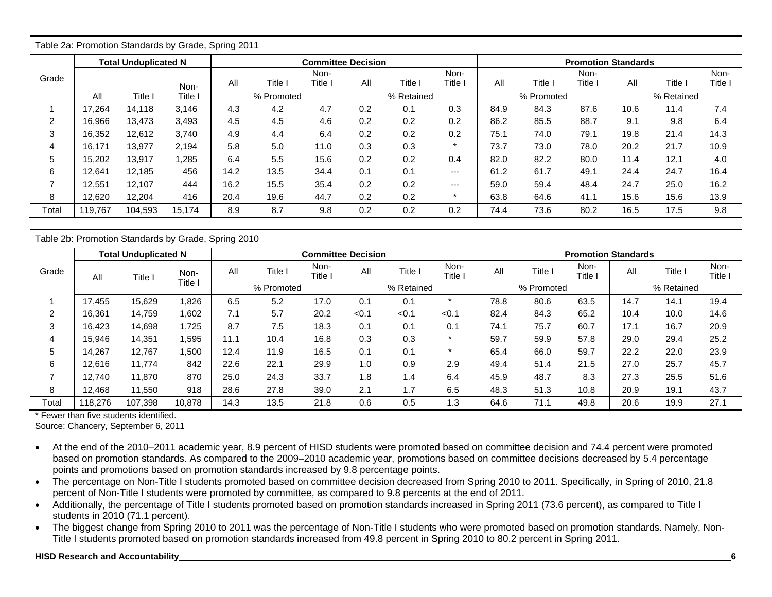Table 2a: Promotion Standards by Grade, Spring 2011

| Grade | Total Unduplicated N | | | Committee Decision | | | | | | Promotion Standards | | | | | |
|---|---|---|---|---|---|---|---|---|---|---|---|---|---|---|---|
| | | | | All | Title I | Non-Title I | All | Title I | Non-Title I | All | Title I | Non-Title I | All | Title I | Non-Title I |
| | All | Title I | Non-Title I | % Promoted | | | % Retained | | | % Promoted | | | % Retained | | |
| 1 | 17,264 | 14,118 | 3,146 | 4.3 | 4.2 | 4.7 | 0.2 | 0.1 | 0.3 | 84.9 | 84.3 | 87.6 | 10.6 | 11.4 | 7.4 |
| 2 | 16,966 | 13,473 | 3,493 | 4.5 | 4.5 | 4.6 | 0.2 | 0.2 | 0.2 | 86.2 | 85.5 | 88.7 | 9.1 | 9.8 | 6.4 |
| 3 | 16,352 | 12,612 | 3,740 | 4.9 | 4.4 | 6.4 | 0.2 | 0.2 | 0.2 | 75.1 | 74.0 | 79.1 | 19.8 | 21.4 | 14.3 |
| 4 | 16,171 | 13,977 | 2,194 | 5.8 | 5.0 | 11.0 | 0.3 | 0.3 | * | 73.7 | 73.0 | 78.0 | 20.2 | 21.7 | 10.9 |
| 5 | 15,202 | 13,917 | 1,285 | 6.4 | 5.5 | 15.6 | 0.2 | 0.2 | 0.4 | 82.0 | 82.2 | 80.0 | 11.4 | 12.1 | 4.0 |
| 6 | 12,641 | 12,185 | 456 | 14.2 | 13.5 | 34.4 | 0.1 | 0.1 | --- | 61.2 | 61.7 | 49.1 | 24.4 | 24.7 | 16.4 |
| 7 | 12,551 | 12,107 | 444 | 16.2 | 15.5 | 35.4 | 0.2 | 0.2 | --- | 59.0 | 59.4 | 48.4 | 24.7 | 25.0 | 16.2 |
| 8 | 12,620 | 12,204 | 416 | 20.4 | 19.6 | 44.7 | 0.2 | 0.2 | * | 63.8 | 64.6 | 41.1 | 15.6 | 15.6 | 13.9 |
| Total | 119,767 | 104,593 | 15,174 | 8.9 | 8.7 | 9.8 | 0.2 | 0.2 | 0.2 | 74.4 | 73.6 | 80.2 | 16.5 | 17.5 | 9.8 |

Table 2b: Promotion Standards by Grade, Spring 2010

| Grade | Total Unduplicated N | | | Committee Decision | | | | | | Promotion Standards | | | | | |
|---|---|---|---|---|---|---|---|---|---|---|---|---|---|---|---|
| | All | Title I | Non-Title I | All | Title I | Non-Title I | All | Title I | Non-Title I | All | Title I | Non-Title I | All | Title I | Non-Title I |
| | | | | % Promoted | | | % Retained | | | % Promoted | | | % Retained | | |
| 1 | 17,455 | 15,629 | 1,826 | 6.5 | 5.2 | 17.0 | 0.1 | 0.1 | * | 78.8 | 80.6 | 63.5 | 14.7 | 14.1 | 19.4 |
| 2 | 16,361 | 14,759 | 1,602 | 7.1 | 5.7 | 20.2 | <0.1 | <0.1 | <0.1 | 82.4 | 84.3 | 65.2 | 10.4 | 10.0 | 14.6 |
| 3 | 16,423 | 14,698 | 1,725 | 8.7 | 7.5 | 18.3 | 0.1 | 0.1 | 0.1 | 74.1 | 75.7 | 60.7 | 17.1 | 16.7 | 20.9 |
| 4 | 15,946 | 14,351 | 1,595 | 11.1 | 10.4 | 16.8 | 0.3 | 0.3 | * | 59.7 | 59.9 | 57.8 | 29.0 | 29.4 | 25.2 |
| 5 | 14,267 | 12,767 | 1,500 | 12.4 | 11.9 | 16.5 | 0.1 | 0.1 | * | 65.4 | 66.0 | 59.7 | 22.2 | 22.0 | 23.9 |
| 6 | 12,616 | 11,774 | 842 | 22.6 | 22.1 | 29.9 | 1.0 | 0.9 | 2.9 | 49.4 | 51.4 | 21.5 | 27.0 | 25.7 | 45.7 |
| 7 | 12,740 | 11,870 | 870 | 25.0 | 24.3 | 33.7 | 1.8 | 1.4 | 6.4 | 45.9 | 48.7 | 8.3 | 27.3 | 25.5 | 51.6 |
| 8 | 12,468 | 11,550 | 918 | 28.6 | 27.8 | 39.0 | 2.1 | 1.7 | 6.5 | 48.3 | 51.3 | 10.8 | 20.9 | 19.1 | 43.7 |
| Total | 118,276 | 107,398 | 10,878 | 14.3 | 13.5 | 21.8 | 0.6 | 0.5 | 1.3 | 64.6 | 71.1 | 49.8 | 20.6 | 19.9 | 27.1 |

* Fewer than five students identified.
Source: Chancery, September 6, 2011

- At the end of the 2010–2011 academic year, 8.9 percent of HISD students were promoted based on committee decision and 74.4 percent were promoted based on promotion standards. As compared to the 2009–2010 academic year, promotions based on committee decisions decreased by 5.4 percentage points and promotions based on promotion standards increased by 9.8 percentage points.
- The percentage on Non-Title I students promoted based on committee decision decreased from Spring 2010 to 2011. Specifically, in Spring of 2010, 21.8 percent of Non-Title I students were promoted by committee, as compared to 9.8 percents at the end of 2011.
- Additionally, the percentage of Title I students promoted based on promotion standards increased in Spring 2011 (73.6 percent), as compared to Title I students in 2010 (71.1 percent).
- The biggest change from Spring 2010 to 2011 was the percentage of Non-Title I students who were promoted based on promotion standards. Namely, Non-Title I students promoted based on promotion standards increased from 49.8 percent in Spring 2010 to 80.2 percent in Spring 2011.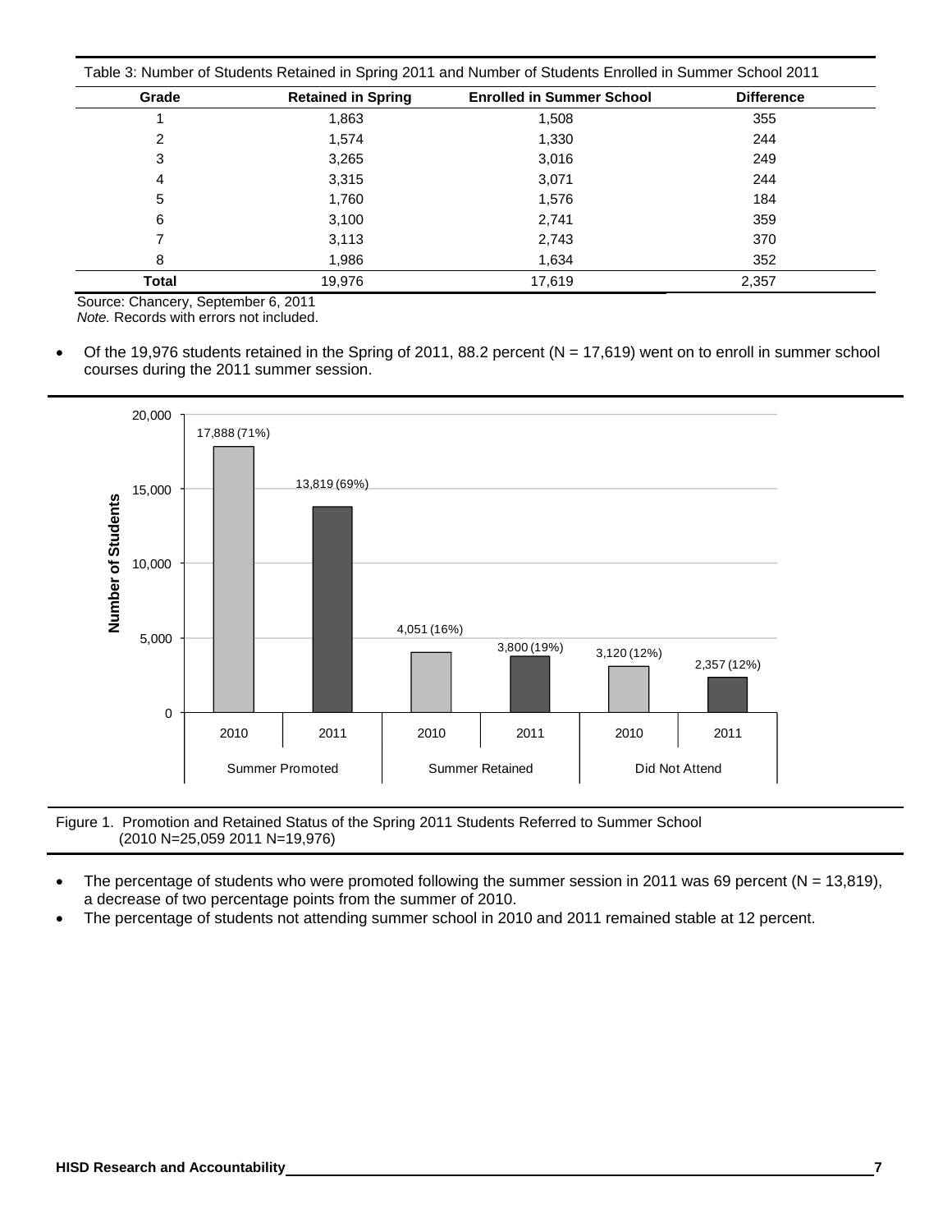Table 3: Number of Students Retained in Spring 2011 and Number of Students Enrolled in Summer School 2011

| Grade | Retained in Spring | Enrolled in Summer School | Difference |
|---|---|---|---|
| 1 | 1,863 | 1,508 | 355 |
| 2 | 1,574 | 1,330 | 244 |
| 3 | 3,265 | 3,016 | 249 |
| 4 | 3,315 | 3,071 | 244 |
| 5 | 1,760 | 1,576 | 184 |
| 6 | 3,100 | 2,741 | 359 |
| 7 | 3,113 | 2,743 | 370 |
| 8 | 1,986 | 1,634 | 352 |
| **Total** | 19,976 | 17,619 | 2,357 |

Source: Chancery, September 6, 2011
*Note.* Records with errors not included.

- Of the 19,976 students retained in the Spring of 2011, 88.2 percent (N = 17,619) went on to enroll in summer school courses during the 2011 summer session.

| | Summer Promoted | | Summer Retained | | Did Not Attend | |
|---|---|---|---|---|---|---|
| | 2010 | 2011 | 2010 | 2011 | 2010 | 2011 |
| Number of Students | 17,888 (71%) | 13,819 (69%) | 4,051 (16%) | 3,800 (19%) | 3,120 (12%) | 2,357 (12%) |

Figure 1. Promotion and Retained Status of the Spring 2011 Students Referred to Summer School (2010 N=25,059 2011 N=19,976)

- The percentage of students who were promoted following the summer session in 2011 was 69 percent (N = 13,819), a decrease of two percentage points from the summer of 2010.
- The percentage of students not attending summer school in 2010 and 2011 remained stable at 12 percent.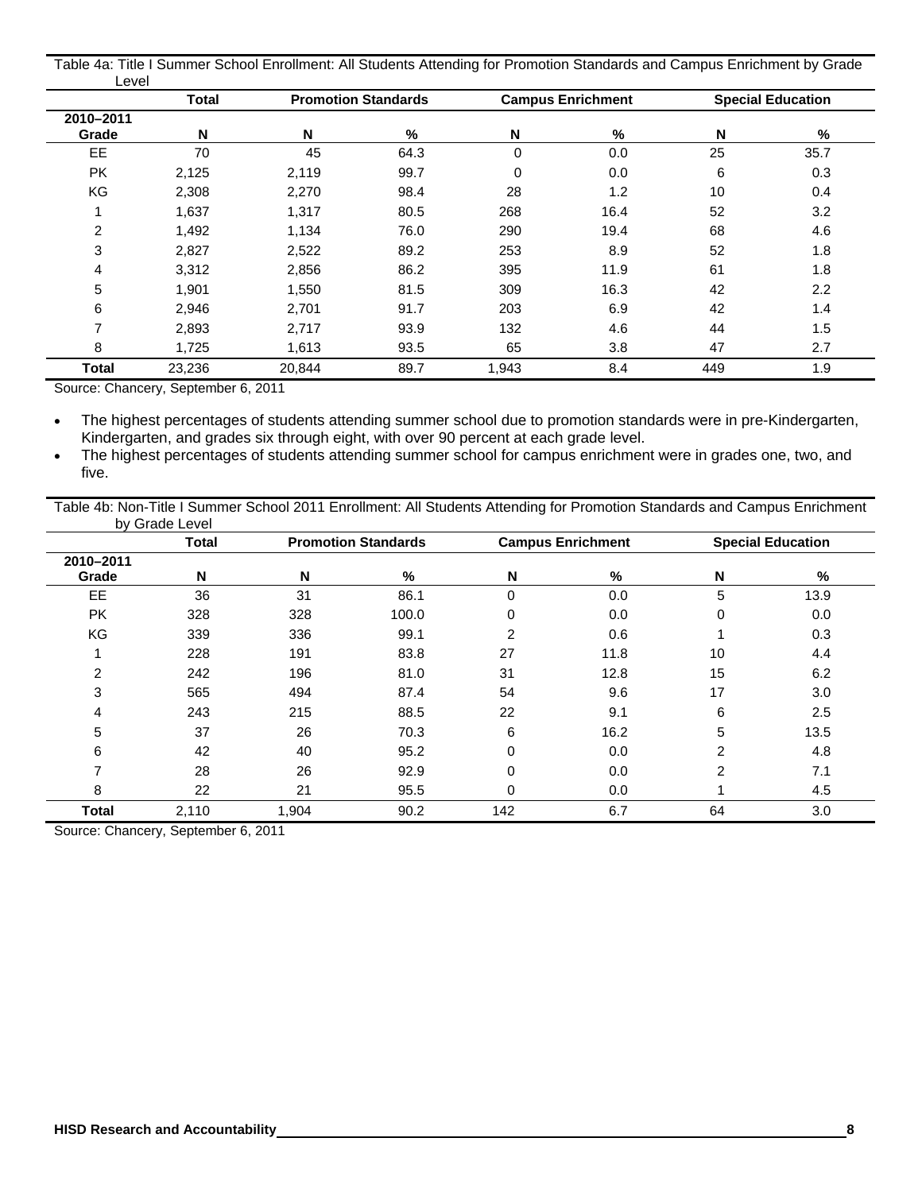Table 4a: Title I Summer School Enrollment: All Students Attending for Promotion Standards and Campus Enrichment by Grade Level

| | Total | Promotion Standards | | Campus Enrichment | | Special Education | |
|---|---|---|---|---|---|---|---|
| 2010–2011 Grade | N | N | % | N | % | N | % |
| EE | 70 | 45 | 64.3 | 0 | 0.0 | 25 | 35.7 |
| PK | 2,125 | 2,119 | 99.7 | 0 | 0.0 | 6 | 0.3 |
| KG | 2,308 | 2,270 | 98.4 | 28 | 1.2 | 10 | 0.4 |
| 1 | 1,637 | 1,317 | 80.5 | 268 | 16.4 | 52 | 3.2 |
| 2 | 1,492 | 1,134 | 76.0 | 290 | 19.4 | 68 | 4.6 |
| 3 | 2,827 | 2,522 | 89.2 | 253 | 8.9 | 52 | 1.8 |
| 4 | 3,312 | 2,856 | 86.2 | 395 | 11.9 | 61 | 1.8 |
| 5 | 1,901 | 1,550 | 81.5 | 309 | 16.3 | 42 | 2.2 |
| 6 | 2,946 | 2,701 | 91.7 | 203 | 6.9 | 42 | 1.4 |
| 7 | 2,893 | 2,717 | 93.9 | 132 | 4.6 | 44 | 1.5 |
| 8 | 1,725 | 1,613 | 93.5 | 65 | 3.8 | 47 | 2.7 |
| **Total** | 23,236 | 20,844 | 89.7 | 1,943 | 8.4 | 449 | 1.9 |

Source: Chancery, September 6, 2011

- The highest percentages of students attending summer school due to promotion standards were in pre-Kindergarten, Kindergarten, and grades six through eight, with over 90 percent at each grade level.
- The highest percentages of students attending summer school for campus enrichment were in grades one, two, and five.

Table 4b: Non-Title I Summer School 2011 Enrollment: All Students Attending for Promotion Standards and Campus Enrichment by Grade Level

| | Total | Promotion Standards | | Campus Enrichment | | Special Education | |
|---|---|---|---|---|---|---|---|
| 2010–2011 Grade | N | N | % | N | % | N | % |
| EE | 36 | 31 | 86.1 | 0 | 0.0 | 5 | 13.9 |
| PK | 328 | 328 | 100.0 | 0 | 0.0 | 0 | 0.0 |
| KG | 339 | 336 | 99.1 | 2 | 0.6 | 1 | 0.3 |
| 1 | 228 | 191 | 83.8 | 27 | 11.8 | 10 | 4.4 |
| 2 | 242 | 196 | 81.0 | 31 | 12.8 | 15 | 6.2 |
| 3 | 565 | 494 | 87.4 | 54 | 9.6 | 17 | 3.0 |
| 4 | 243 | 215 | 88.5 | 22 | 9.1 | 6 | 2.5 |
| 5 | 37 | 26 | 70.3 | 6 | 16.2 | 5 | 13.5 |
| 6 | 42 | 40 | 95.2 | 0 | 0.0 | 2 | 4.8 |
| 7 | 28 | 26 | 92.9 | 0 | 0.0 | 2 | 7.1 |
| 8 | 22 | 21 | 95.5 | 0 | 0.0 | 1 | 4.5 |
| **Total** | 2,110 | 1,904 | 90.2 | 142 | 6.7 | 64 | 3.0 |

Source: Chancery, September 6, 2011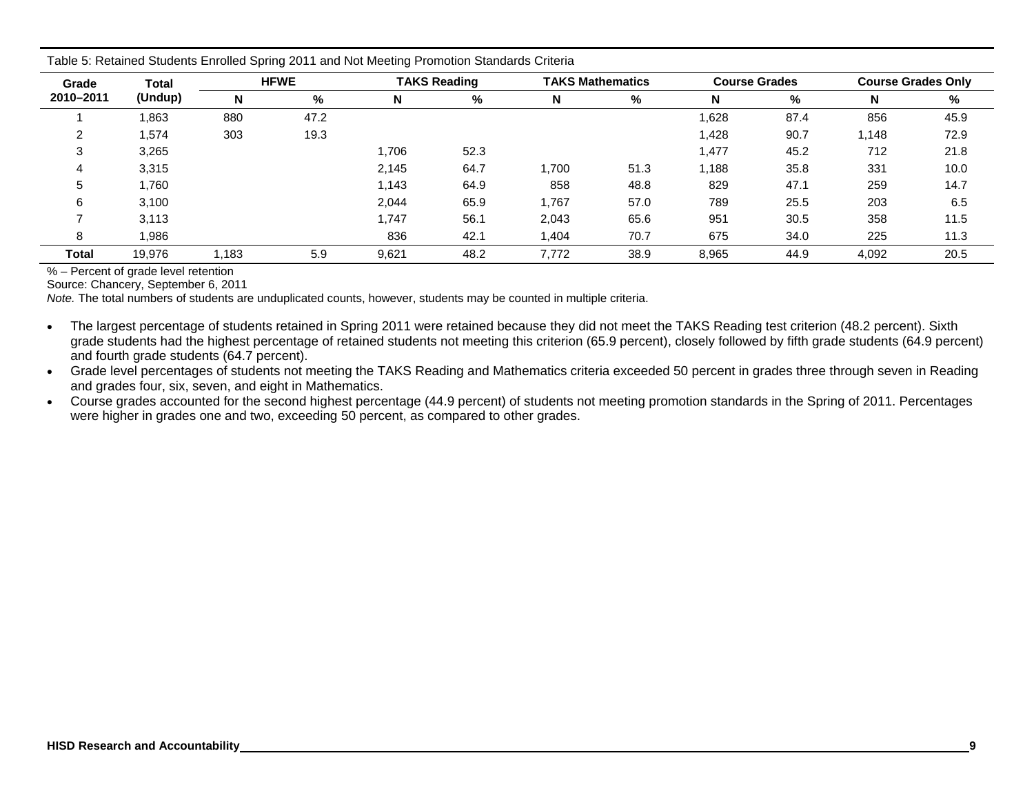Table 5: Retained Students Enrolled Spring 2011 and Not Meeting Promotion Standards Criteria

| Grade 2010–2011 | Total (Undup) | HFWE | | TAKS Reading | | TAKS Mathematics | | Course Grades | | Course Grades Only | |
|---|---|---|---|---|---|---|---|---|---|---|---|
| | | N | % | N | % | N | % | N | % | N | % |
| 1 | 1,863 | 880 | 47.2 | | | | | 1,628 | 87.4 | 856 | 45.9 |
| 2 | 1,574 | 303 | 19.3 | | | | | 1,428 | 90.7 | 1,148 | 72.9 |
| 3 | 3,265 | | | 1,706 | 52.3 | | | 1,477 | 45.2 | 712 | 21.8 |
| 4 | 3,315 | | | 2,145 | 64.7 | 1,700 | 51.3 | 1,188 | 35.8 | 331 | 10.0 |
| 5 | 1,760 | | | 1,143 | 64.9 | 858 | 48.8 | 829 | 47.1 | 259 | 14.7 |
| 6 | 3,100 | | | 2,044 | 65.9 | 1,767 | 57.0 | 789 | 25.5 | 203 | 6.5 |
| 7 | 3,113 | | | 1,747 | 56.1 | 2,043 | 65.6 | 951 | 30.5 | 358 | 11.5 |
| 8 | 1,986 | | | 836 | 42.1 | 1,404 | 70.7 | 675 | 34.0 | 225 | 11.3 |
| **Total** | 19,976 | 1,183 | 5.9 | 9,621 | 48.2 | 7,772 | 38.9 | 8,965 | 44.9 | 4,092 | 20.5 |

% – Percent of grade level retention

Source: Chancery, September 6, 2011

*Note.* The total numbers of students are unduplicated counts, however, students may be counted in multiple criteria.

- The largest percentage of students retained in Spring 2011 were retained because they did not meet the TAKS Reading test criterion (48.2 percent). Sixth grade students had the highest percentage of retained students not meeting this criterion (65.9 percent), closely followed by fifth grade students (64.9 percent) and fourth grade students (64.7 percent).
- Grade level percentages of students not meeting the TAKS Reading and Mathematics criteria exceeded 50 percent in grades three through seven in Reading and grades four, six, seven, and eight in Mathematics.
- Course grades accounted for the second highest percentage (44.9 percent) of students not meeting promotion standards in the Spring of 2011. Percentages were higher in grades one and two, exceeding 50 percent, as compared to other grades.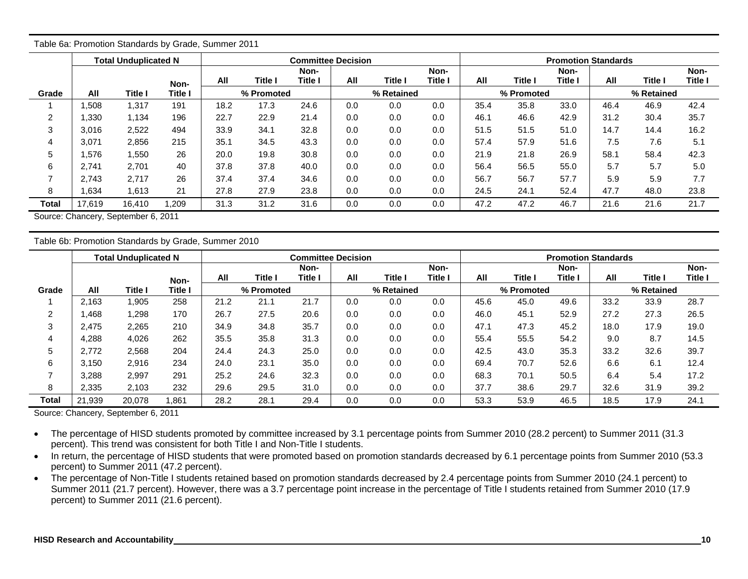Table 6a: Promotion Standards by Grade, Summer 2011

| | Total Unduplicated N | | | Committee Decision | | | | | | Promotion Standards | | | | | |
|---|---|---|---|---|---|---|---|---|---|---|---|---|---|---|---|
| | | | | All | Title I | Non-Title I | All | Title I | Non-Title I | All | Title I | Non-Title I | All | Title I | Non-Title I |
| Grade | All | Title I | Non-Title I | % Promoted | | | % Retained | | | % Promoted | | | % Retained | | |
| 1 | 1,508 | 1,317 | 191 | 18.2 | 17.3 | 24.6 | 0.0 | 0.0 | 0.0 | 35.4 | 35.8 | 33.0 | 46.4 | 46.9 | 42.4 |
| 2 | 1,330 | 1,134 | 196 | 22.7 | 22.9 | 21.4 | 0.0 | 0.0 | 0.0 | 46.1 | 46.6 | 42.9 | 31.2 | 30.4 | 35.7 |
| 3 | 3,016 | 2,522 | 494 | 33.9 | 34.1 | 32.8 | 0.0 | 0.0 | 0.0 | 51.5 | 51.5 | 51.0 | 14.7 | 14.4 | 16.2 |
| 4 | 3,071 | 2,856 | 215 | 35.1 | 34.5 | 43.3 | 0.0 | 0.0 | 0.0 | 57.4 | 57.9 | 51.6 | 7.5 | 7.6 | 5.1 |
| 5 | 1,576 | 1,550 | 26 | 20.0 | 19.8 | 30.8 | 0.0 | 0.0 | 0.0 | 21.9 | 21.8 | 26.9 | 58.1 | 58.4 | 42.3 |
| 6 | 2,741 | 2,701 | 40 | 37.8 | 37.8 | 40.0 | 0.0 | 0.0 | 0.0 | 56.4 | 56.5 | 55.0 | 5.7 | 5.7 | 5.0 |
| 7 | 2,743 | 2,717 | 26 | 37.4 | 37.4 | 34.6 | 0.0 | 0.0 | 0.0 | 56.7 | 56.7 | 57.7 | 5.9 | 5.9 | 7.7 |
| 8 | 1,634 | 1,613 | 21 | 27.8 | 27.9 | 23.8 | 0.0 | 0.0 | 0.0 | 24.5 | 24.1 | 52.4 | 47.7 | 48.0 | 23.8 |
| Total | 17,619 | 16,410 | 1,209 | 31.3 | 31.2 | 31.6 | 0.0 | 0.0 | 0.0 | 47.2 | 47.2 | 46.7 | 21.6 | 21.6 | 21.7 |

Source: Chancery, September 6, 2011

Table 6b: Promotion Standards by Grade, Summer 2010

| | Total Unduplicated N | | | Committee Decision | | | | | | Promotion Standards | | | | | |
|---|---|---|---|---|---|---|---|---|---|---|---|---|---|---|---|
| | | | | All | Title I | Non-Title I | All | Title I | Non-Title I | All | Title I | Non-Title I | All | Title I | Non-Title I |
| Grade | All | Title I | Non-Title I | % Promoted | | | % Retained | | | % Promoted | | | % Retained | | |
| 1 | 2,163 | 1,905 | 258 | 21.2 | 21.1 | 21.7 | 0.0 | 0.0 | 0.0 | 45.6 | 45.0 | 49.6 | 33.2 | 33.9 | 28.7 |
| 2 | 1,468 | 1,298 | 170 | 26.7 | 27.5 | 20.6 | 0.0 | 0.0 | 0.0 | 46.0 | 45.1 | 52.9 | 27.2 | 27.3 | 26.5 |
| 3 | 2,475 | 2,265 | 210 | 34.9 | 34.8 | 35.7 | 0.0 | 0.0 | 0.0 | 47.1 | 47.3 | 45.2 | 18.0 | 17.9 | 19.0 |
| 4 | 4,288 | 4,026 | 262 | 35.5 | 35.8 | 31.3 | 0.0 | 0.0 | 0.0 | 55.4 | 55.5 | 54.2 | 9.0 | 8.7 | 14.5 |
| 5 | 2,772 | 2,568 | 204 | 24.4 | 24.3 | 25.0 | 0.0 | 0.0 | 0.0 | 42.5 | 43.0 | 35.3 | 33.2 | 32.6 | 39.7 |
| 6 | 3,150 | 2,916 | 234 | 24.0 | 23.1 | 35.0 | 0.0 | 0.0 | 0.0 | 69.4 | 70.7 | 52.6 | 6.6 | 6.1 | 12.4 |
| 7 | 3,288 | 2,997 | 291 | 25.2 | 24.6 | 32.3 | 0.0 | 0.0 | 0.0 | 68.3 | 70.1 | 50.5 | 6.4 | 5.4 | 17.2 |
| 8 | 2,335 | 2,103 | 232 | 29.6 | 29.5 | 31.0 | 0.0 | 0.0 | 0.0 | 37.7 | 38.6 | 29.7 | 32.6 | 31.9 | 39.2 |
| Total | 21,939 | 20,078 | 1,861 | 28.2 | 28.1 | 29.4 | 0.0 | 0.0 | 0.0 | 53.3 | 53.9 | 46.5 | 18.5 | 17.9 | 24.1 |

Source: Chancery, September 6, 2011

- The percentage of HISD students promoted by committee increased by 3.1 percentage points from Summer 2010 (28.2 percent) to Summer 2011 (31.3 percent). This trend was consistent for both Title I and Non-Title I students.
- In return, the percentage of HISD students that were promoted based on promotion standards decreased by 6.1 percentage points from Summer 2010 (53.3 percent) to Summer 2011 (47.2 percent).
- The percentage of Non-Title I students retained based on promotion standards decreased by 2.4 percentage points from Summer 2010 (24.1 percent) to Summer 2011 (21.7 percent). However, there was a 3.7 percentage point increase in the percentage of Title I students retained from Summer 2010 (17.9 percent) to Summer 2011 (21.6 percent).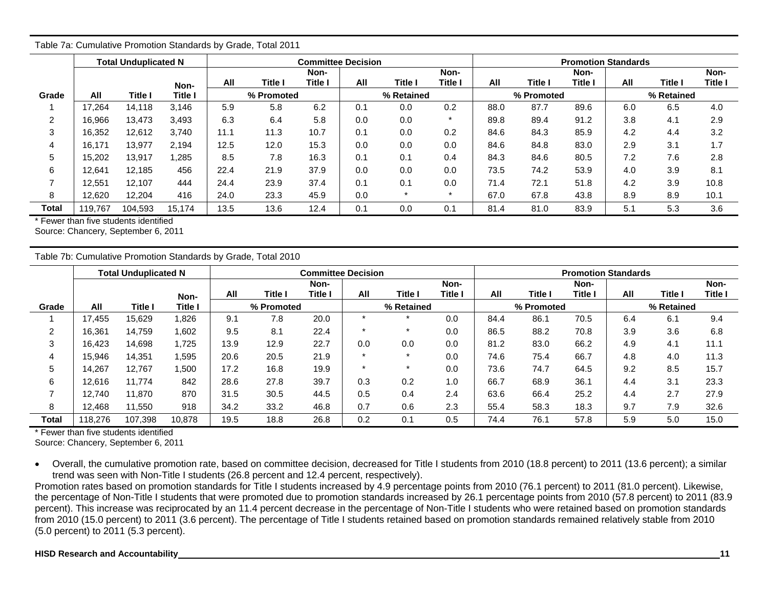Table 7a: Cumulative Promotion Standards by Grade, Total 2011

| | Total Unduplicated N | | | Committee Decision | | | | | | Promotion Standards | | | | | |
|---|---|---|---|---|---|---|---|---|---|---|---|---|---|---|---|
| | | | | % Promoted | | | % Retained | | | % Promoted | | | % Retained | | |
| Grade | All | Title I | Non-Title I | All | Title I | Non-Title I | All | Title I | Non-Title I | All | Title I | Non-Title I | All | Title I | Non-Title I |
| 1 | 17,264 | 14,118 | 3,146 | 5.9 | 5.8 | 6.2 | 0.1 | 0.0 | 0.2 | 88.0 | 87.7 | 89.6 | 6.0 | 6.5 | 4.0 |
| 2 | 16,966 | 13,473 | 3,493 | 6.3 | 6.4 | 5.8 | 0.0 | 0.0 | * | 89.8 | 89.4 | 91.2 | 3.8 | 4.1 | 2.9 |
| 3 | 16,352 | 12,612 | 3,740 | 11.1 | 11.3 | 10.7 | 0.1 | 0.0 | 0.2 | 84.6 | 84.3 | 85.9 | 4.2 | 4.4 | 3.2 |
| 4 | 16,171 | 13,977 | 2,194 | 12.5 | 12.0 | 15.3 | 0.0 | 0.0 | 0.0 | 84.6 | 84.8 | 83.0 | 2.9 | 3.1 | 1.7 |
| 5 | 15,202 | 13,917 | 1,285 | 8.5 | 7.8 | 16.3 | 0.1 | 0.1 | 0.4 | 84.3 | 84.6 | 80.5 | 7.2 | 7.6 | 2.8 |
| 6 | 12,641 | 12,185 | 456 | 22.4 | 21.9 | 37.9 | 0.0 | 0.0 | 0.0 | 73.5 | 74.2 | 53.9 | 4.0 | 3.9 | 8.1 |
| 7 | 12,551 | 12,107 | 444 | 24.4 | 23.9 | 37.4 | 0.1 | 0.1 | 0.0 | 71.4 | 72.1 | 51.8 | 4.2 | 3.9 | 10.8 |
| 8 | 12,620 | 12,204 | 416 | 24.0 | 23.3 | 45.9 | 0.0 | * | * | 67.0 | 67.8 | 43.8 | 8.9 | 8.9 | 10.1 |
| Total | 119,767 | 104,593 | 15,174 | 13.5 | 13.6 | 12.4 | 0.1 | 0.0 | 0.1 | 81.4 | 81.0 | 83.9 | 5.1 | 5.3 | 3.6 |

\* Fewer than five students identified
Source: Chancery, September 6, 2011

Table 7b: Cumulative Promotion Standards by Grade, Total 2010

| | Total Unduplicated N | | | Committee Decision | | | | | | Promotion Standards | | | | | |
|---|---|---|---|---|---|---|---|---|---|---|---|---|---|---|---|
| | | | | % Promoted | | | % Retained | | | % Promoted | | | % Retained | | |
| Grade | All | Title I | Non-Title I | All | Title I | Non-Title I | All | Title I | Non-Title I | All | Title I | Non-Title I | All | Title I | Non-Title I |
| 1 | 17,455 | 15,629 | 1,826 | 9.1 | 7.8 | 20.0 | * | * | 0.0 | 84.4 | 86.1 | 70.5 | 6.4 | 6.1 | 9.4 |
| 2 | 16,361 | 14,759 | 1,602 | 9.5 | 8.1 | 22.4 | * | * | 0.0 | 86.5 | 88.2 | 70.8 | 3.9 | 3.6 | 6.8 |
| 3 | 16,423 | 14,698 | 1,725 | 13.9 | 12.9 | 22.7 | 0.0 | 0.0 | 0.0 | 81.2 | 83.0 | 66.2 | 4.9 | 4.1 | 11.1 |
| 4 | 15,946 | 14,351 | 1,595 | 20.6 | 20.5 | 21.9 | * | * | 0.0 | 74.6 | 75.4 | 66.7 | 4.8 | 4.0 | 11.3 |
| 5 | 14,267 | 12,767 | 1,500 | 17.2 | 16.8 | 19.9 | * | * | 0.0 | 73.6 | 74.7 | 64.5 | 9.2 | 8.5 | 15.7 |
| 6 | 12,616 | 11,774 | 842 | 28.6 | 27.8 | 39.7 | 0.3 | 0.2 | 1.0 | 66.7 | 68.9 | 36.1 | 4.4 | 3.1 | 23.3 |
| 7 | 12,740 | 11,870 | 870 | 31.5 | 30.5 | 44.5 | 0.5 | 0.4 | 2.4 | 63.6 | 66.4 | 25.2 | 4.4 | 2.7 | 27.9 |
| 8 | 12,468 | 11,550 | 918 | 34.2 | 33.2 | 46.8 | 0.7 | 0.6 | 2.3 | 55.4 | 58.3 | 18.3 | 9.7 | 7.9 | 32.6 |
| Total | 118,276 | 107,398 | 10,878 | 19.5 | 18.8 | 26.8 | 0.2 | 0.1 | 0.5 | 74.4 | 76.1 | 57.8 | 5.9 | 5.0 | 15.0 |

\* Fewer than five students identified
Source: Chancery, September 6, 2011

- Overall, the cumulative promotion rate, based on committee decision, decreased for Title I students from 2010 (18.8 percent) to 2011 (13.6 percent); a similar trend was seen with Non-Title I students (26.8 percent and 12.4 percent, respectively).

Promotion rates based on promotion standards for Title I students increased by 4.9 percentage points from 2010 (76.1 percent) to 2011 (81.0 percent). Likewise, the percentage of Non-Title I students that were promoted due to promotion standards increased by 26.1 percentage points from 2010 (57.8 percent) to 2011 (83.9 percent). This increase was reciprocated by an 11.4 percent decrease in the percentage of Non-Title I students who were retained based on promotion standards from 2010 (15.0 percent) to 2011 (3.6 percent). The percentage of Title I students retained based on promotion standards remained relatively stable from 2010 (5.0 percent) to 2011 (5.3 percent).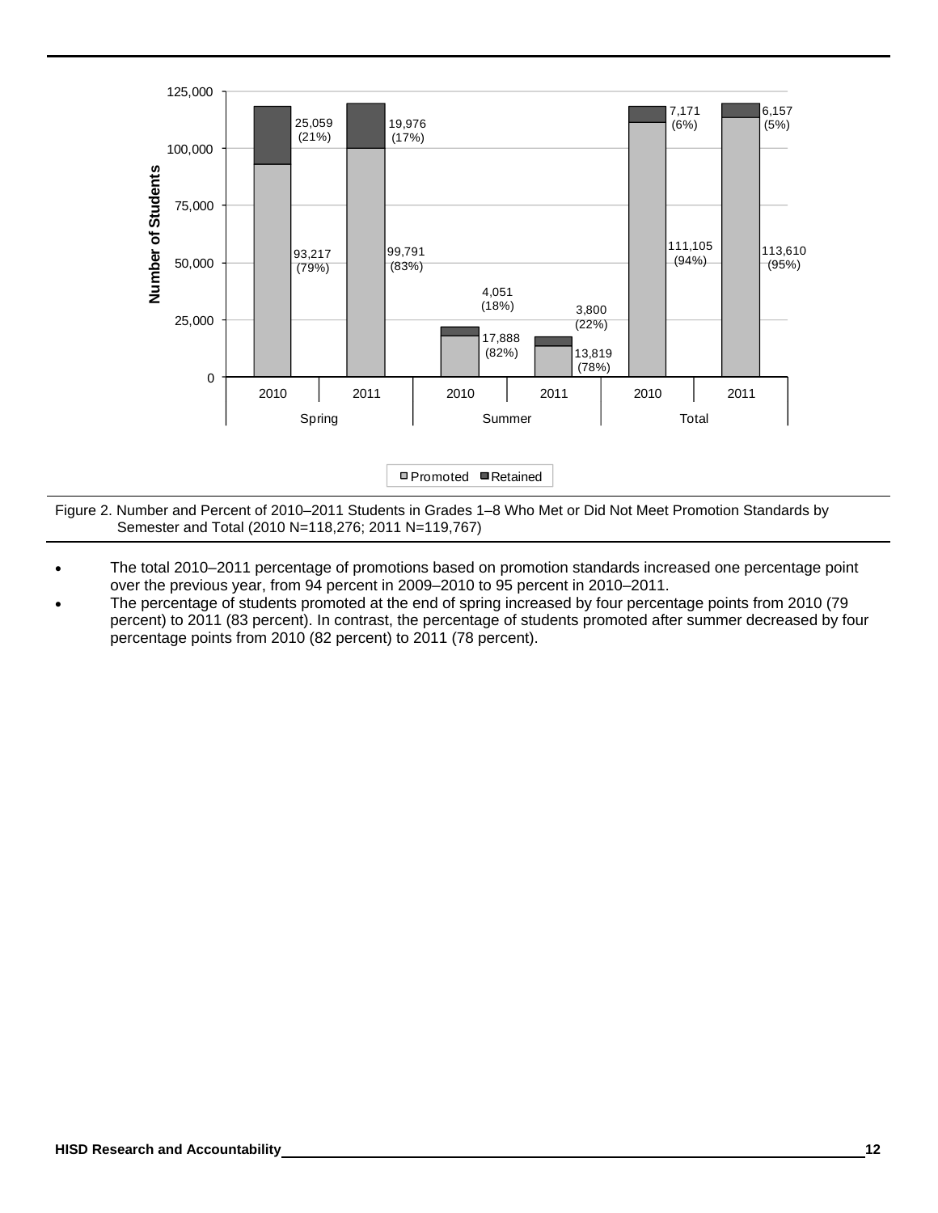| Semester | Year | Promoted | Retained |
|---|---|---|---|
| Spring | 2010 | 93,217 (79%) | 25,059 (21%) |
| Spring | 2011 | 99,791 (83%) | 19,976 (17%) |
| Summer | 2010 | 17,888 (82%) | 4,051 (18%) |
| Summer | 2011 | 13,819 (78%) | 3,800 (22%) |
| Total | 2010 | 111,105 (94%) | 7,171 (6%) |
| Total | 2011 | 113,610 (95%) | 6,157 (5%) |

Figure 2. Number and Percent of 2010–2011 Students in Grades 1–8 Who Met or Did Not Meet Promotion Standards by Semester and Total (2010 N=118,276; 2011 N=119,767)

- The total 2010–2011 percentage of promotions based on promotion standards increased one percentage point over the previous year, from 94 percent in 2009–2010 to 95 percent in 2010–2011.
- The percentage of students promoted at the end of spring increased by four percentage points from 2010 (79 percent) to 2011 (83 percent). In contrast, the percentage of students promoted after summer decreased by four percentage points from 2010 (82 percent) to 2011 (78 percent).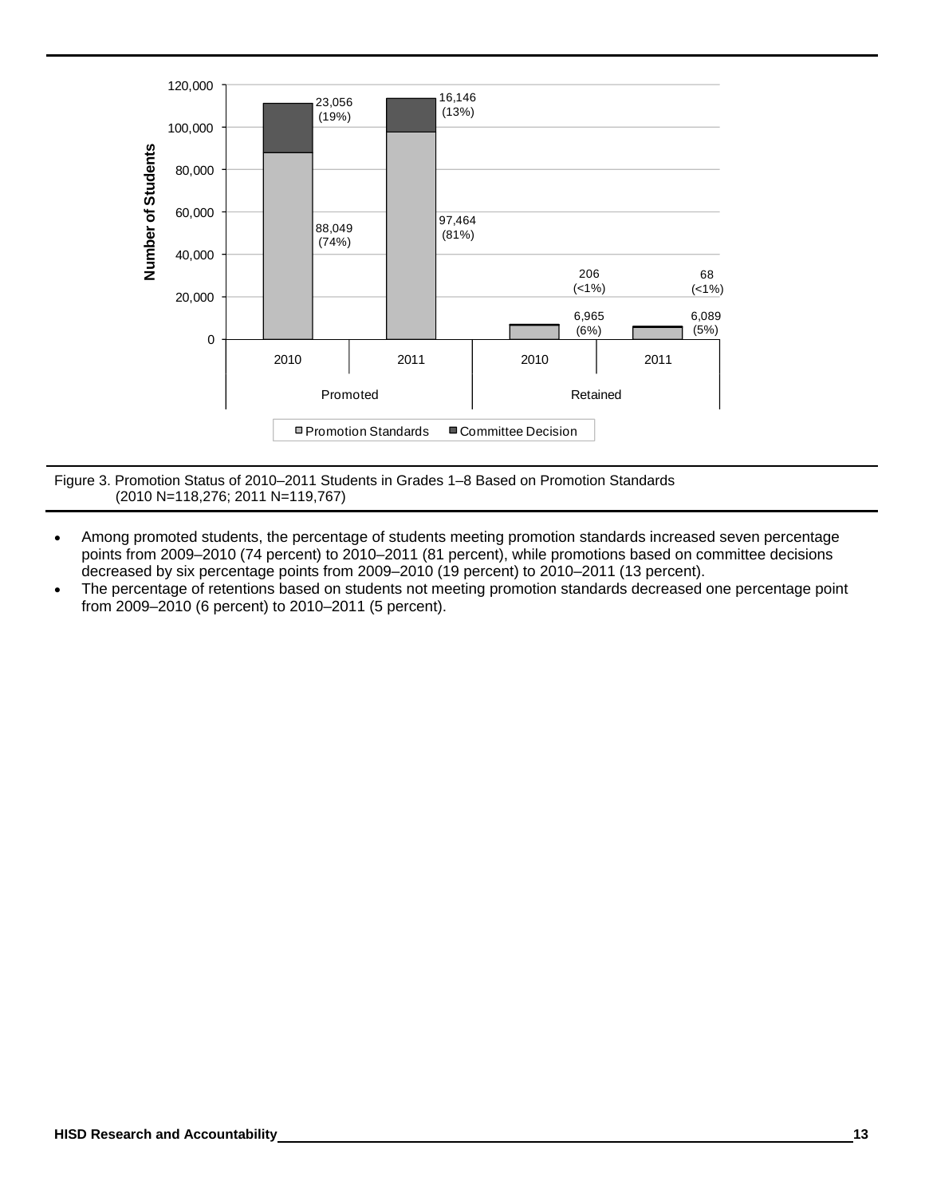| | Promotion Standards | Committee Decision |
|---|---|---|
| Promoted 2010 | 88,049 (74%) | 23,056 (19%) |
| Promoted 2011 | 97,464 (81%) | 16,146 (13%) |
| Retained 2010 | 6,965 (6%) | 206 (<1%) |
| Retained 2011 | 6,089 (5%) | 68 (<1%) |

Figure 3. Promotion Status of 2010–2011 Students in Grades 1–8 Based on Promotion Standards (2010 N=118,276; 2011 N=119,767)

- Among promoted students, the percentage of students meeting promotion standards increased seven percentage points from 2009–2010 (74 percent) to 2010–2011 (81 percent), while promotions based on committee decisions decreased by six percentage points from 2009–2010 (19 percent) to 2010–2011 (13 percent).
- The percentage of retentions based on students not meeting promotion standards decreased one percentage point from 2009–2010 (6 percent) to 2010–2011 (5 percent).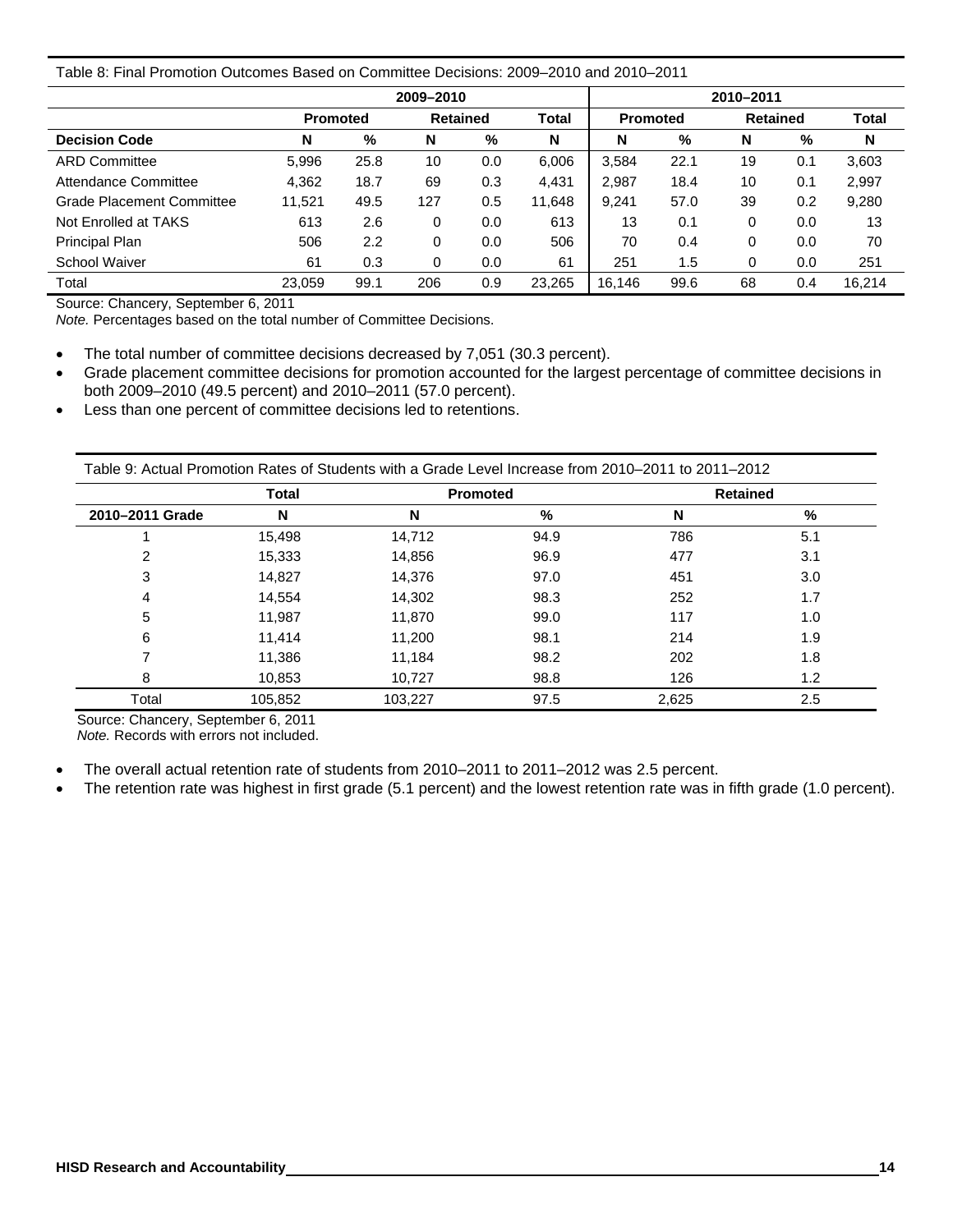Table 8: Final Promotion Outcomes Based on Committee Decisions: 2009–2010 and 2010–2011

| | 2009–2010 | | | | | 2010–2011 | | | | |
|---|---|---|---|---|---|---|---|---|---|---|
| | Promoted | | Retained | | Total | Promoted | | Retained | | Total |
| Decision Code | N | % | N | % | N | N | % | N | % | N |
| ARD Committee | 5,996 | 25.8 | 10 | 0.0 | 6,006 | 3,584 | 22.1 | 19 | 0.1 | 3,603 |
| Attendance Committee | 4,362 | 18.7 | 69 | 0.3 | 4,431 | 2,987 | 18.4 | 10 | 0.1 | 2,997 |
| Grade Placement Committee | 11,521 | 49.5 | 127 | 0.5 | 11,648 | 9,241 | 57.0 | 39 | 0.2 | 9,280 |
| Not Enrolled at TAKS | 613 | 2.6 | 0 | 0.0 | 613 | 13 | 0.1 | 0 | 0.0 | 13 |
| Principal Plan | 506 | 2.2 | 0 | 0.0 | 506 | 70 | 0.4 | 0 | 0.0 | 70 |
| School Waiver | 61 | 0.3 | 0 | 0.0 | 61 | 251 | 1.5 | 0 | 0.0 | 251 |
| Total | 23,059 | 99.1 | 206 | 0.9 | 23,265 | 16,146 | 99.6 | 68 | 0.4 | 16,214 |

Source: Chancery, September 6, 2011
*Note.* Percentages based on the total number of Committee Decisions.

- The total number of committee decisions decreased by 7,051 (30.3 percent).
- Grade placement committee decisions for promotion accounted for the largest percentage of committee decisions in both 2009–2010 (49.5 percent) and 2010–2011 (57.0 percent).
- Less than one percent of committee decisions led to retentions.

Table 9: Actual Promotion Rates of Students with a Grade Level Increase from 2010–2011 to 2011–2012

| | Total | Promoted | | Retained | |
|---|---|---|---|---|---|
| 2010–2011 Grade | N | N | % | N | % |
| 1 | 15,498 | 14,712 | 94.9 | 786 | 5.1 |
| 2 | 15,333 | 14,856 | 96.9 | 477 | 3.1 |
| 3 | 14,827 | 14,376 | 97.0 | 451 | 3.0 |
| 4 | 14,554 | 14,302 | 98.3 | 252 | 1.7 |
| 5 | 11,987 | 11,870 | 99.0 | 117 | 1.0 |
| 6 | 11,414 | 11,200 | 98.1 | 214 | 1.9 |
| 7 | 11,386 | 11,184 | 98.2 | 202 | 1.8 |
| 8 | 10,853 | 10,727 | 98.8 | 126 | 1.2 |
| Total | 105,852 | 103,227 | 97.5 | 2,625 | 2.5 |

Source: Chancery, September 6, 2011
*Note.* Records with errors not included.

- The overall actual retention rate of students from 2010–2011 to 2011–2012 was 2.5 percent.
- The retention rate was highest in first grade (5.1 percent) and the lowest retention rate was in fifth grade (1.0 percent).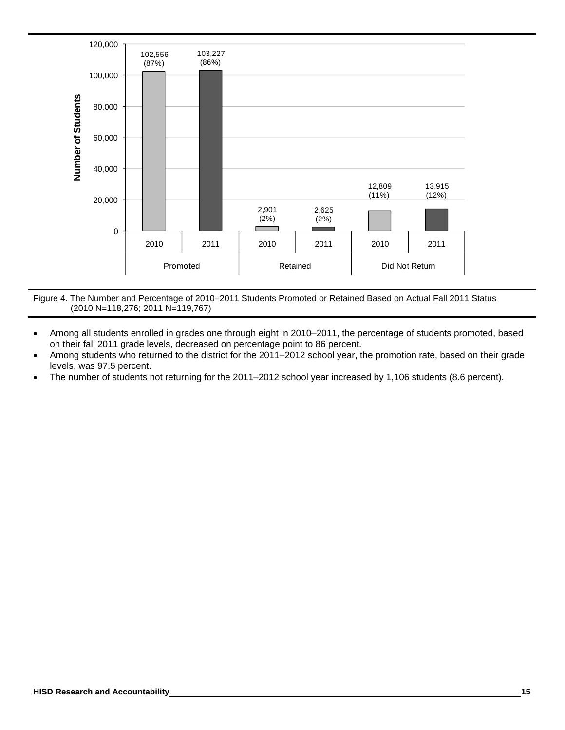| | Promoted | | Retained | | Did Not Return | |
|---|---|---|---|---|---|---|
| | 2010 | 2011 | 2010 | 2011 | 2010 | 2011 |
| Number of Students | 102,556 (87%) | 103,227 (86%) | 2,901 (2%) | 2,625 (2%) | 12,809 (11%) | 13,915 (12%) |

Figure 4. The Number and Percentage of 2010–2011 Students Promoted or Retained Based on Actual Fall 2011 Status (2010 N=118,276; 2011 N=119,767)

- Among all students enrolled in grades one through eight in 2010–2011, the percentage of students promoted, based on their fall 2011 grade levels, decreased on percentage point to 86 percent.
- Among students who returned to the district for the 2011–2012 school year, the promotion rate, based on their grade levels, was 97.5 percent.
- The number of students not returning for the 2011–2012 school year increased by 1,106 students (8.6 percent).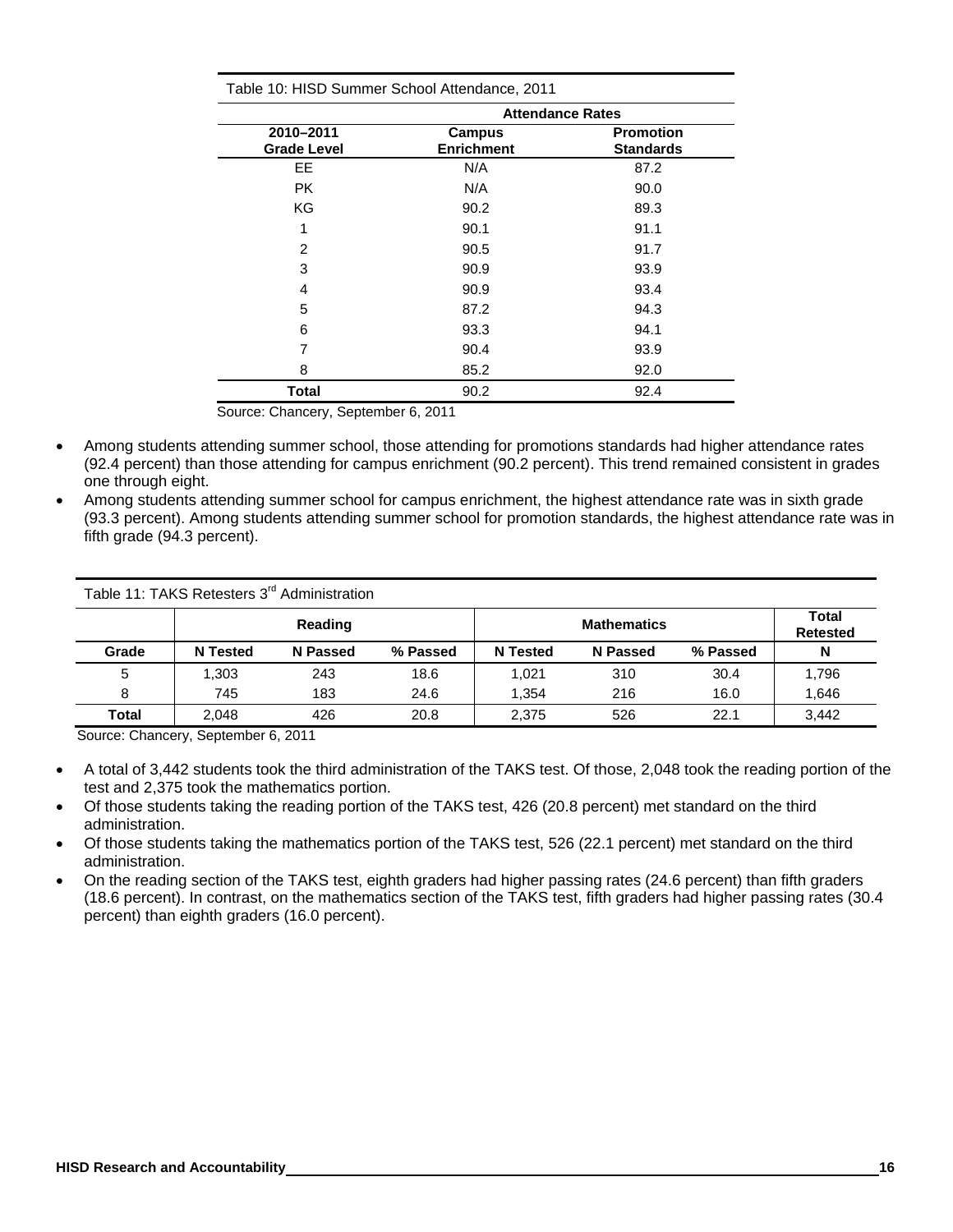Table 10: HISD Summer School Attendance, 2011

| | Attendance Rates | |
|---|---|---|
| **2010–2011 Grade Level** | **Campus Enrichment** | **Promotion Standards** |
| EE | N/A | 87.2 |
| PK | N/A | 90.0 |
| KG | 90.2 | 89.3 |
| 1 | 90.1 | 91.1 |
| 2 | 90.5 | 91.7 |
| 3 | 90.9 | 93.9 |
| 4 | 90.9 | 93.4 |
| 5 | 87.2 | 94.3 |
| 6 | 93.3 | 94.1 |
| 7 | 90.4 | 93.9 |
| 8 | 85.2 | 92.0 |
| **Total** | 90.2 | 92.4 |

Source: Chancery, September 6, 2011

- Among students attending summer school, those attending for promotions standards had higher attendance rates (92.4 percent) than those attending for campus enrichment (90.2 percent). This trend remained consistent in grades one through eight.
- Among students attending summer school for campus enrichment, the highest attendance rate was in sixth grade (93.3 percent). Among students attending summer school for promotion standards, the highest attendance rate was in fifth grade (94.3 percent).

Table 11: TAKS Retesters 3rd Administration

| | Reading | | | Mathematics | | | Total Retested |
|---|---|---|---|---|---|---|---|
| **Grade** | **N Tested** | **N Passed** | **% Passed** | **N Tested** | **N Passed** | **% Passed** | **N** |
| 5 | 1,303 | 243 | 18.6 | 1,021 | 310 | 30.4 | 1,796 |
| 8 | 745 | 183 | 24.6 | 1,354 | 216 | 16.0 | 1,646 |
| **Total** | 2,048 | 426 | 20.8 | 2,375 | 526 | 22.1 | 3,442 |

Source: Chancery, September 6, 2011

- A total of 3,442 students took the third administration of the TAKS test. Of those, 2,048 took the reading portion of the test and 2,375 took the mathematics portion.
- Of those students taking the reading portion of the TAKS test, 426 (20.8 percent) met standard on the third administration.
- Of those students taking the mathematics portion of the TAKS test, 526 (22.1 percent) met standard on the third administration.
- On the reading section of the TAKS test, eighth graders had higher passing rates (24.6 percent) than fifth graders (18.6 percent). In contrast, on the mathematics section of the TAKS test, fifth graders had higher passing rates (30.4 percent) than eighth graders (16.0 percent).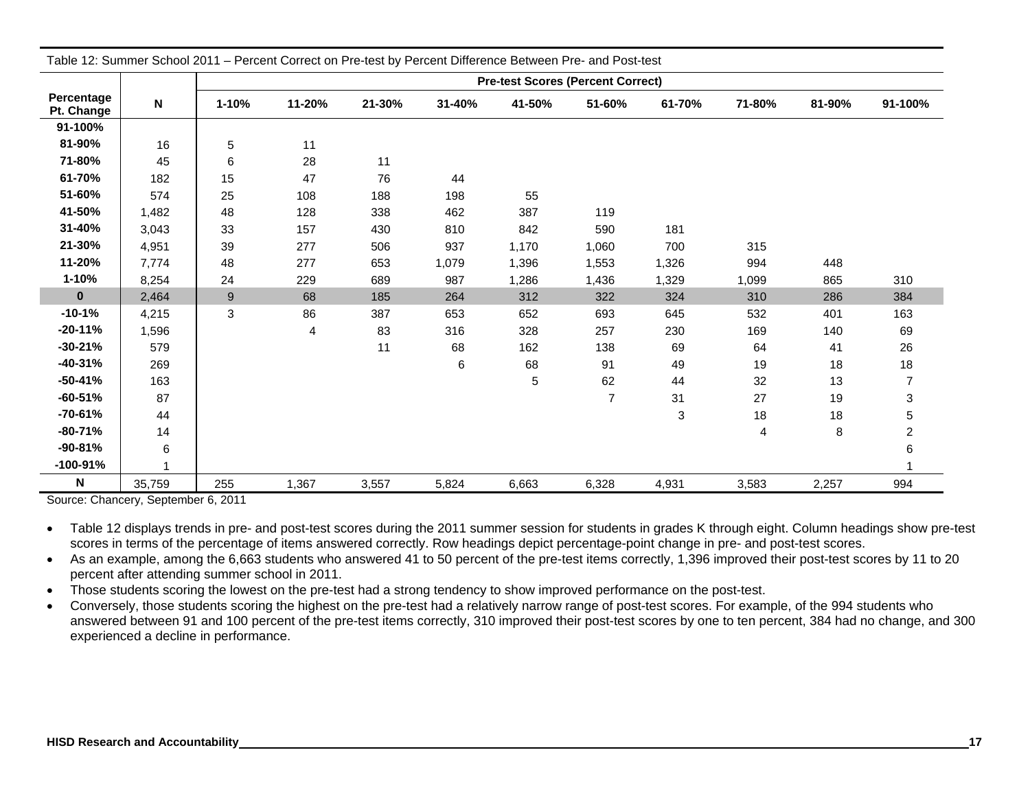Table 12: Summer School 2011 – Percent Correct on Pre-test by Percent Difference Between Pre- and Post-test

| | | Pre-test Scores (Percent Correct) | | | | | | | | | |
|---|---|---|---|---|---|---|---|---|---|---|---|
| **Percentage Pt. Change** | **N** | **1-10%** | **11-20%** | **21-30%** | **31-40%** | **41-50%** | **51-60%** | **61-70%** | **71-80%** | **81-90%** | **91-100%** |
| **91-100%** | | | | | | | | | | | |
| **81-90%** | 16 | 5 | 11 | | | | | | | | |
| **71-80%** | 45 | 6 | 28 | 11 | | | | | | | |
| **61-70%** | 182 | 15 | 47 | 76 | 44 | | | | | | |
| **51-60%** | 574 | 25 | 108 | 188 | 198 | 55 | | | | | |
| **41-50%** | 1,482 | 48 | 128 | 338 | 462 | 387 | 119 | | | | |
| **31-40%** | 3,043 | 33 | 157 | 430 | 810 | 842 | 590 | 181 | | | |
| **21-30%** | 4,951 | 39 | 277 | 506 | 937 | 1,170 | 1,060 | 700 | 315 | | |
| **11-20%** | 7,774 | 48 | 277 | 653 | 1,079 | 1,396 | 1,553 | 1,326 | 994 | 448 | |
| **1-10%** | 8,254 | 24 | 229 | 689 | 987 | 1,286 | 1,436 | 1,329 | 1,099 | 865 | 310 |
| **0** | 2,464 | 9 | 68 | 185 | 264 | 312 | 322 | 324 | 310 | 286 | 384 |
| **-10-1%** | 4,215 | 3 | 86 | 387 | 653 | 652 | 693 | 645 | 532 | 401 | 163 |
| **-20-11%** | 1,596 | | 4 | 83 | 316 | 328 | 257 | 230 | 169 | 140 | 69 |
| **-30-21%** | 579 | | | 11 | 68 | 162 | 138 | 69 | 64 | 41 | 26 |
| **-40-31%** | 269 | | | | 6 | 68 | 91 | 49 | 19 | 18 | 18 |
| **-50-41%** | 163 | | | | | 5 | 62 | 44 | 32 | 13 | 7 |
| **-60-51%** | 87 | | | | | | 7 | 31 | 27 | 19 | 3 |
| **-70-61%** | 44 | | | | | | | 3 | 18 | 18 | 5 |
| **-80-71%** | 14 | | | | | | | | 4 | 8 | 2 |
| **-90-81%** | 6 | | | | | | | | | | 6 |
| **-100-91%** | 1 | | | | | | | | | | 1 |
| **N** | 35,759 | 255 | 1,367 | 3,557 | 5,824 | 6,663 | 6,328 | 4,931 | 3,583 | 2,257 | 994 |

Source: Chancery, September 6, 2011

- Table 12 displays trends in pre- and post-test scores during the 2011 summer session for students in grades K through eight. Column headings show pre-test scores in terms of the percentage of items answered correctly. Row headings depict percentage-point change in pre- and post-test scores.
- As an example, among the 6,663 students who answered 41 to 50 percent of the pre-test items correctly, 1,396 improved their post-test scores by 11 to 20 percent after attending summer school in 2011.
- Those students scoring the lowest on the pre-test had a strong tendency to show improved performance on the post-test.
- Conversely, those students scoring the highest on the pre-test had a relatively narrow range of post-test scores. For example, of the 994 students who answered between 91 and 100 percent of the pre-test items correctly, 310 improved their post-test scores by one to ten percent, 384 had no change, and 300 experienced a decline in performance.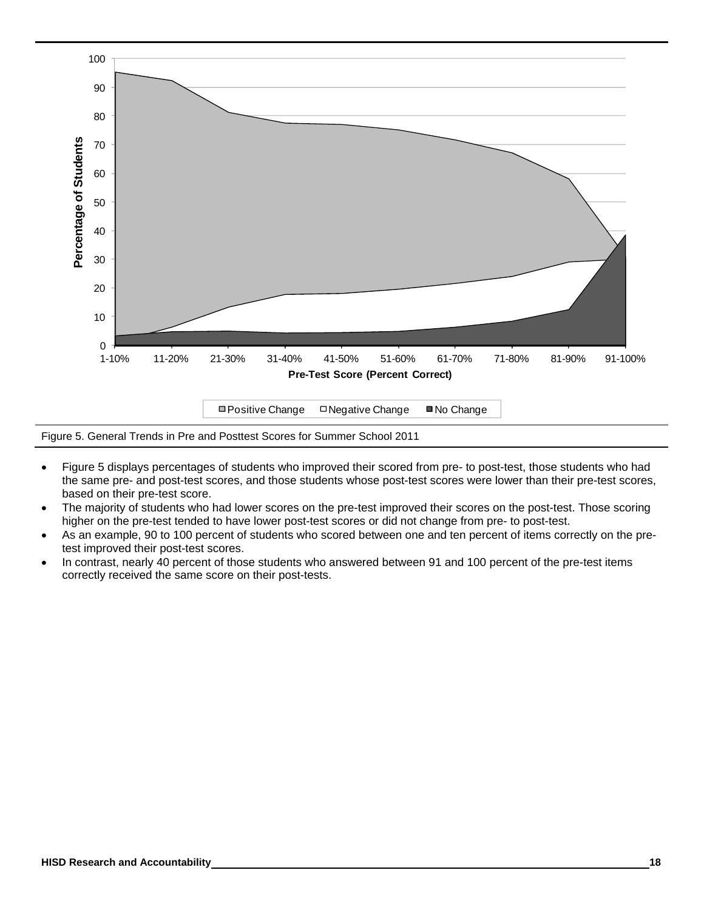Figure 5. General Trends in Pre and Posttest Scores for Summer School 2011

- Figure 5 displays percentages of students who improved their scored from pre- to post-test, those students who had the same pre- and post-test scores, and those students whose post-test scores were lower than their pre-test scores, based on their pre-test score.
- The majority of students who had lower scores on the pre-test improved their scores on the post-test. Those scoring higher on the pre-test tended to have lower post-test scores or did not change from pre- to post-test.
- As an example, 90 to 100 percent of students who scored between one and ten percent of items correctly on the pre-test improved their post-test scores.
- In contrast, nearly 40 percent of those students who answered between 91 and 100 percent of the pre-test items correctly received the same score on their post-tests.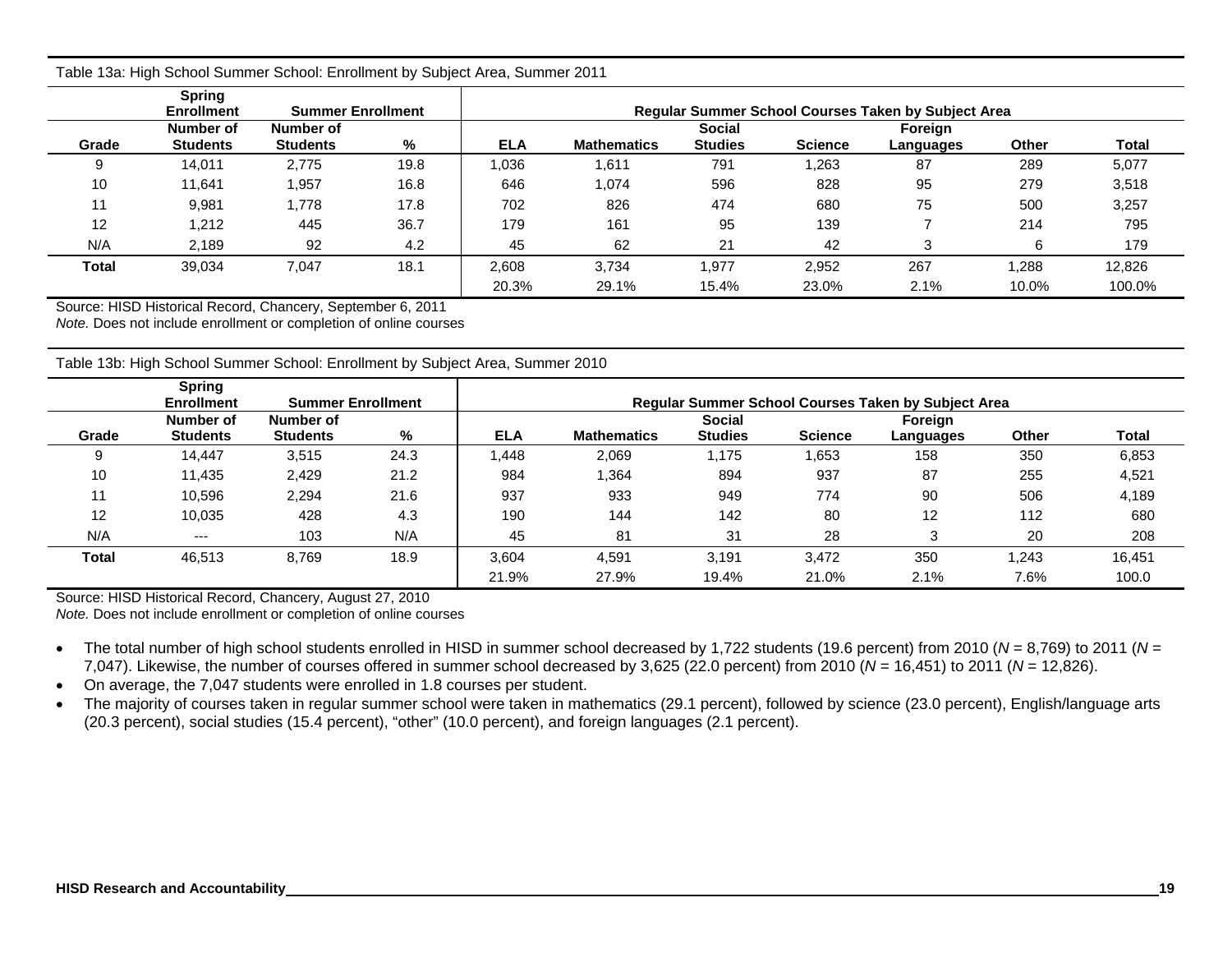Table 13a: High School Summer School: Enrollment by Subject Area, Summer 2011

| | Spring Enrollment | Summer Enrollment | | Regular Summer School Courses Taken by Subject Area | | | | | | |
|---|---|---|---|---|---|---|---|---|---|---|
| Grade | Number of Students | Number of Students | % | ELA | Mathematics | Social Studies | Science | Foreign Languages | Other | Total |
| 9 | 14,011 | 2,775 | 19.8 | 1,036 | 1,611 | 791 | 1,263 | 87 | 289 | 5,077 |
| 10 | 11,641 | 1,957 | 16.8 | 646 | 1,074 | 596 | 828 | 95 | 279 | 3,518 |
| 11 | 9,981 | 1,778 | 17.8 | 702 | 826 | 474 | 680 | 75 | 500 | 3,257 |
| 12 | 1,212 | 445 | 36.7 | 179 | 161 | 95 | 139 | 7 | 214 | 795 |
| N/A | 2,189 | 92 | 4.2 | 45 | 62 | 21 | 42 | 3 | 6 | 179 |
| **Total** | 39,034 | 7,047 | 18.1 | 2,608 | 3,734 | 1,977 | 2,952 | 267 | 1,288 | 12,826 |
| | | | | 20.3% | 29.1% | 15.4% | 23.0% | 2.1% | 10.0% | 100.0% |

Source: HISD Historical Record, Chancery, September 6, 2011
*Note.* Does not include enrollment or completion of online courses

Table 13b: High School Summer School: Enrollment by Subject Area, Summer 2010

| | Spring Enrollment | Summer Enrollment | | Regular Summer School Courses Taken by Subject Area | | | | | | |
|---|---|---|---|---|---|---|---|---|---|---|
| Grade | Number of Students | Number of Students | % | ELA | Mathematics | Social Studies | Science | Foreign Languages | Other | Total |
| 9 | 14,447 | 3,515 | 24.3 | 1,448 | 2,069 | 1,175 | 1,653 | 158 | 350 | 6,853 |
| 10 | 11,435 | 2,429 | 21.2 | 984 | 1,364 | 894 | 937 | 87 | 255 | 4,521 |
| 11 | 10,596 | 2,294 | 21.6 | 937 | 933 | 949 | 774 | 90 | 506 | 4,189 |
| 12 | 10,035 | 428 | 4.3 | 190 | 144 | 142 | 80 | 12 | 112 | 680 |
| N/A | --- | 103 | N/A | 45 | 81 | 31 | 28 | 3 | 20 | 208 |
| **Total** | 46,513 | 8,769 | 18.9 | 3,604 | 4,591 | 3,191 | 3,472 | 350 | 1,243 | 16,451 |
| | | | | 21.9% | 27.9% | 19.4% | 21.0% | 2.1% | 7.6% | 100.0 |

Source: HISD Historical Record, Chancery, August 27, 2010
*Note.* Does not include enrollment or completion of online courses

- The total number of high school students enrolled in HISD in summer school decreased by 1,722 students (19.6 percent) from 2010 ($N$ = 8,769) to 2011 ($N$ = 7,047). Likewise, the number of courses offered in summer school decreased by 3,625 (22.0 percent) from 2010 ($N$ = 16,451) to 2011 ($N$ = 12,826).
- On average, the 7,047 students were enrolled in 1.8 courses per student.
- The majority of courses taken in regular summer school were taken in mathematics (29.1 percent), followed by science (23.0 percent), English/language arts (20.3 percent), social studies (15.4 percent), "other" (10.0 percent), and foreign languages (2.1 percent).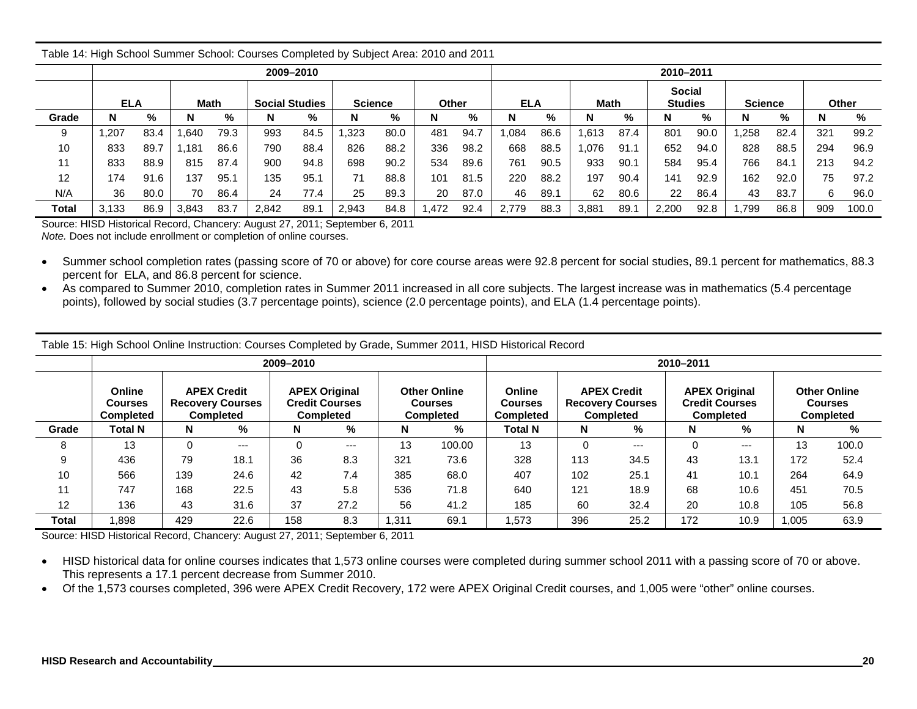Table 14: High School Summer School: Courses Completed by Subject Area: 2010 and 2011

| | 2009–2010 | | | | | | | | | | 2010–2011 | | | | | | | | | |
|---|---|---|---|---|---|---|---|---|---|---|---|---|---|---|---|---|---|---|---|---|
| | ELA | | Math | | Social Studies | | Science | | Other | | ELA | | Math | | Social Studies | | Science | | Other | |
| **Grade** | **N** | **%** | **N** | **%** | **N** | **%** | **N** | **%** | **N** | **%** | **N** | **%** | **N** | **%** | **N** | **%** | **N** | **%** | **N** | **%** |
| 9 | 1,207 | 83.4 | 1,640 | 79.3 | 993 | 84.5 | 1,323 | 80.0 | 481 | 94.7 | 1,084 | 86.6 | 1,613 | 87.4 | 801 | 90.0 | 1,258 | 82.4 | 321 | 99.2 |
| 10 | 833 | 89.7 | 1,181 | 86.6 | 790 | 88.4 | 826 | 88.2 | 336 | 98.2 | 668 | 88.5 | 1,076 | 91.1 | 652 | 94.0 | 828 | 88.5 | 294 | 96.9 |
| 11 | 833 | 88.9 | 815 | 87.4 | 900 | 94.8 | 698 | 90.2 | 534 | 89.6 | 761 | 90.5 | 933 | 90.1 | 584 | 95.4 | 766 | 84.1 | 213 | 94.2 |
| 12 | 174 | 91.6 | 137 | 95.1 | 135 | 95.1 | 71 | 88.8 | 101 | 81.5 | 220 | 88.2 | 197 | 90.4 | 141 | 92.9 | 162 | 92.0 | 75 | 97.2 |
| N/A | 36 | 80.0 | 70 | 86.4 | 24 | 77.4 | 25 | 89.3 | 20 | 87.0 | 46 | 89.1 | 62 | 80.6 | 22 | 86.4 | 43 | 83.7 | 6 | 96.0 |
| **Total** | 3,133 | 86.9 | 3,843 | 83.7 | 2,842 | 89.1 | 2,943 | 84.8 | 1,472 | 92.4 | 2,779 | 88.3 | 3,881 | 89.1 | 2,200 | 92.8 | 1,799 | 86.8 | 909 | 100.0 |

Source: HISD Historical Record, Chancery: August 27, 2011; September 6, 2011
*Note.* Does not include enrollment or completion of online courses.

- Summer school completion rates (passing score of 70 or above) for core course areas were 92.8 percent for social studies, 89.1 percent for mathematics, 88.3 percent for ELA, and 86.8 percent for science.
- As compared to Summer 2010, completion rates in Summer 2011 increased in all core subjects. The largest increase was in mathematics (5.4 percentage points), followed by social studies (3.7 percentage points), science (2.0 percentage points), and ELA (1.4 percentage points).

Table 15: High School Online Instruction: Courses Completed by Grade, Summer 2011, HISD Historical Record

| | 2009–2010 | | | | | | | 2010–2011 | | | | | | |
|---|---|---|---|---|---|---|---|---|---|---|---|---|---|---|
| | Online Courses Completed | APEX Credit Recovery Courses Completed | | APEX Original Credit Courses Completed | | Other Online Courses Completed | | Online Courses Completed | APEX Credit Recovery Courses Completed | | APEX Original Credit Courses Completed | | Other Online Courses Completed | |
| **Grade** | **Total N** | **N** | **%** | **N** | **%** | **N** | **%** | **Total N** | **N** | **%** | **N** | **%** | **N** | **%** |
| 8 | 13 | 0 | --- | 0 | --- | 13 | 100.00 | 13 | 0 | --- | 0 | --- | 13 | 100.0 |
| 9 | 436 | 79 | 18.1 | 36 | 8.3 | 321 | 73.6 | 328 | 113 | 34.5 | 43 | 13.1 | 172 | 52.4 |
| 10 | 566 | 139 | 24.6 | 42 | 7.4 | 385 | 68.0 | 407 | 102 | 25.1 | 41 | 10.1 | 264 | 64.9 |
| 11 | 747 | 168 | 22.5 | 43 | 5.8 | 536 | 71.8 | 640 | 121 | 18.9 | 68 | 10.6 | 451 | 70.5 |
| 12 | 136 | 43 | 31.6 | 37 | 27.2 | 56 | 41.2 | 185 | 60 | 32.4 | 20 | 10.8 | 105 | 56.8 |
| **Total** | 1,898 | 429 | 22.6 | 158 | 8.3 | 1,311 | 69.1 | 1,573 | 396 | 25.2 | 172 | 10.9 | 1,005 | 63.9 |

Source: HISD Historical Record, Chancery: August 27, 2011; September 6, 2011

- HISD historical data for online courses indicates that 1,573 online courses were completed during summer school 2011 with a passing score of 70 or above. This represents a 17.1 percent decrease from Summer 2010.
- Of the 1,573 courses completed, 396 were APEX Credit Recovery, 172 were APEX Original Credit courses, and 1,005 were "other" online courses.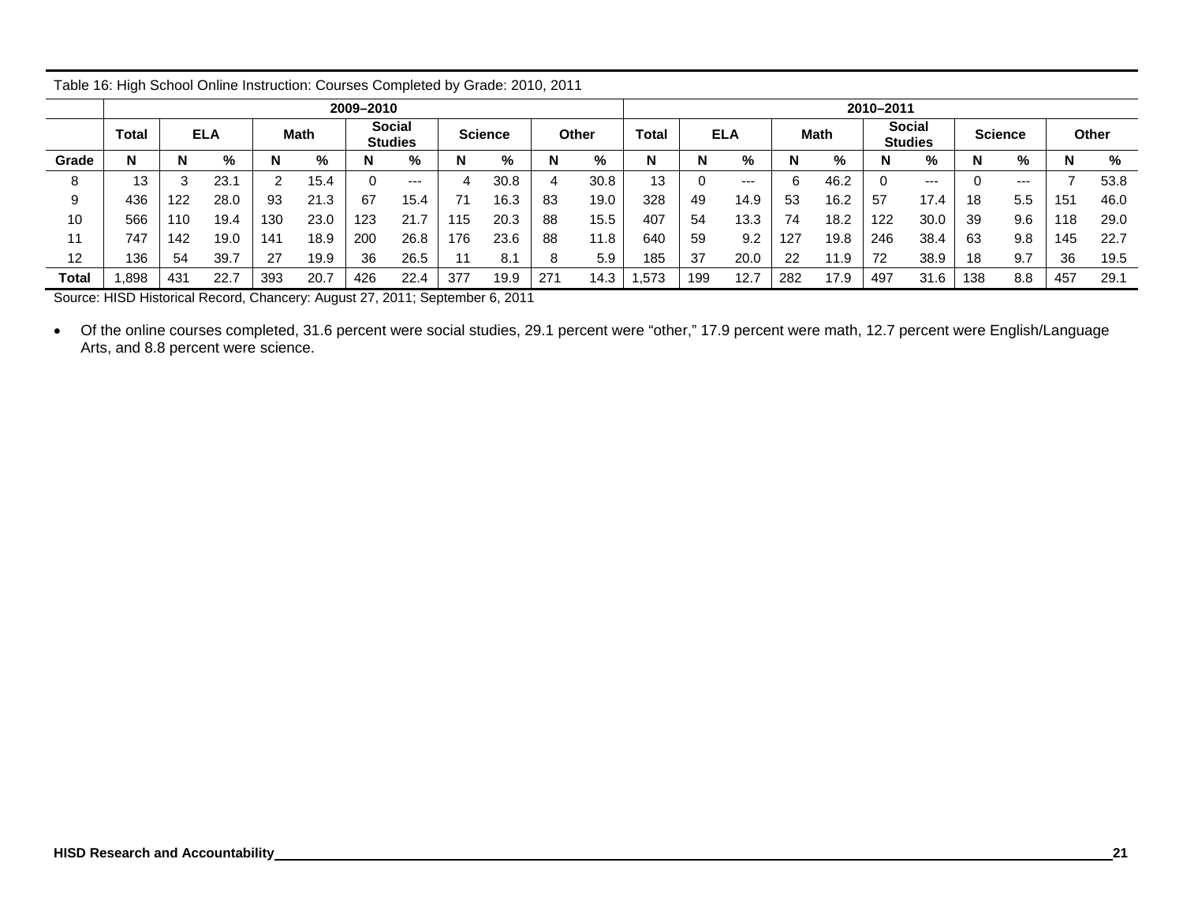Table 16: High School Online Instruction: Courses Completed by Grade: 2010, 2011

| | 2009–2010 | | | | | | | | | | | | 2010–2011 | | | | | | | | | | | |
|---|---|---|---|---|---|---|---|---|---|---|---|---|---|---|---|---|---|---|---|---|---|---|---|---|
| | Total | ELA | | Math | | Social Studies | | Science | | Other | | Total | ELA | | Math | | Social Studies | | Science | | Other | |
| Grade | N | N | % | N | % | N | % | N | % | N | % | N | N | % | N | % | N | % | N | % | N | % |
| 8 | 13 | 3 | 23.1 | 2 | 15.4 | 0 | --- | 4 | 30.8 | 4 | 30.8 | 13 | 0 | --- | 6 | 46.2 | 0 | --- | 0 | --- | 7 | 53.8 |
| 9 | 436 | 122 | 28.0 | 93 | 21.3 | 67 | 15.4 | 71 | 16.3 | 83 | 19.0 | 328 | 49 | 14.9 | 53 | 16.2 | 57 | 17.4 | 18 | 5.5 | 151 | 46.0 |
| 10 | 566 | 110 | 19.4 | 130 | 23.0 | 123 | 21.7 | 115 | 20.3 | 88 | 15.5 | 407 | 54 | 13.3 | 74 | 18.2 | 122 | 30.0 | 39 | 9.6 | 118 | 29.0 |
| 11 | 747 | 142 | 19.0 | 141 | 18.9 | 200 | 26.8 | 176 | 23.6 | 88 | 11.8 | 640 | 59 | 9.2 | 127 | 19.8 | 246 | 38.4 | 63 | 9.8 | 145 | 22.7 |
| 12 | 136 | 54 | 39.7 | 27 | 19.9 | 36 | 26.5 | 11 | 8.1 | 8 | 5.9 | 185 | 37 | 20.0 | 22 | 11.9 | 72 | 38.9 | 18 | 9.7 | 36 | 19.5 |
| Total | 1,898 | 431 | 22.7 | 393 | 20.7 | 426 | 22.4 | 377 | 19.9 | 271 | 14.3 | 1,573 | 199 | 12.7 | 282 | 17.9 | 497 | 31.6 | 138 | 8.8 | 457 | 29.1 |

Source: HISD Historical Record, Chancery: August 27, 2011; September 6, 2011

- Of the online courses completed, 31.6 percent were social studies, 29.1 percent were "other," 17.9 percent were math, 12.7 percent were English/Language Arts, and 8.8 percent were science.